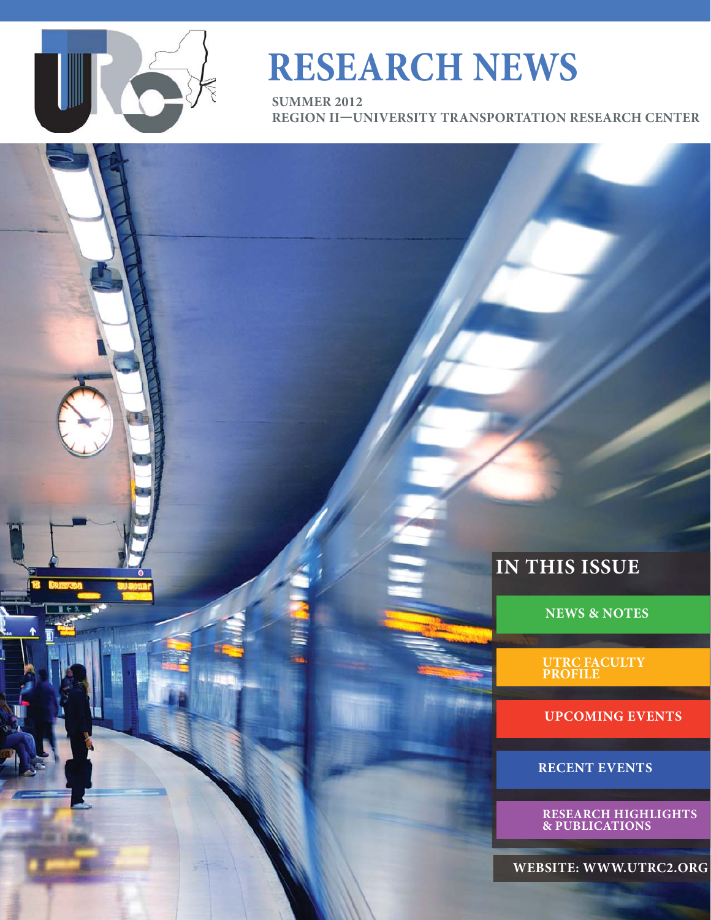# RESEARCH NEWS

**SUMMER 2012**
**REGION II—UNIVERSITY TRANSPORTATION RESEARCH CENTER**

## IN THIS ISSUE

- NEWS & NOTES
- UTRC FACULTY PROFILE
- UPCOMING EVENTS
- RECENT EVENTS
- RESEARCH HIGHLIGHTS & PUBLICATIONS

**WEBSITE: WWW.UTRC2.ORG**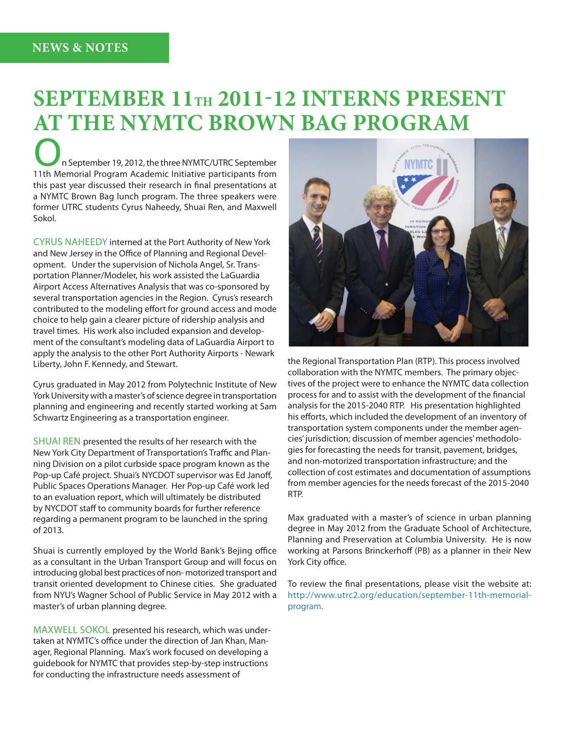NEWS & NOTES

# SEPTEMBER 11TH 2011-12 INTERNS PRESENT AT THE NYMTC BROWN BAG PROGRAM

On September 19, 2012, the three NYMTC/UTRC September 11th Memorial Program Academic Initiative participants from this past year discussed their research in final presentations at a NYMTC Brown Bag lunch program. The three speakers were former UTRC students Cyrus Naheedy, Shuai Ren, and Maxwell Sokol.

CYRUS NAHEEDY interned at the Port Authority of New York and New Jersey in the Office of Planning and Regional Development. Under the supervision of Nichola Angel, Sr. Transportation Planner/Modeler, his work assisted the LaGuardia Airport Access Alternatives Analysis that was co-sponsored by several transportation agencies in the Region. Cyrus's research contributed to the modeling effort for ground access and mode choice to help gain a clearer picture of ridership analysis and travel times. His work also included expansion and development of the consultant's modeling data of LaGuardia Airport to apply the analysis to the other Port Authority Airports - Newark Liberty, John F. Kennedy, and Stewart.

Cyrus graduated in May 2012 from Polytechnic Institute of New York University with a master's of science degree in transportation planning and engineering and recently started working at Sam Schwartz Engineering as a transportation engineer.

SHUAI REN presented the results of her research with the New York City Department of Transportation's Traffic and Planning Division on a pilot curbside space program known as the Pop-up Café project. Shuai's NYCDOT supervisor was Ed Janoff, Public Spaces Operations Manager. Her Pop-up Café work led to an evaluation report, which will ultimately be distributed by NYCDOT staff to community boards for further reference regarding a permanent program to be launched in the spring of 2013.

Shuai is currently employed by the World Bank's Bejing office as a consultant in the Urban Transport Group and will focus on introducing global best practices of non- motorized transport and transit oriented development to Chinese cities. She graduated from NYU's Wagner School of Public Service in May 2012 with a master's of urban planning degree.

MAXWELL SOKOL presented his research, which was undertaken at NYMTC's office under the direction of Jan Khan, Manager, Regional Planning. Max's work focused on developing a guidebook for NYMTC that provides step-by-step instructions for conducting the infrastructure needs assessment of the Regional Transportation Plan (RTP). This process involved collaboration with the NYMTC members. The primary objectives of the project were to enhance the NYMTC data collection process for and to assist with the development of the financial analysis for the 2015-2040 RTP. His presentation highlighted his efforts, which included the development of an inventory of transportation system components under the member agencies' jurisdiction; discussion of member agencies' methodologies for forecasting the needs for transit, pavement, bridges, and non-motorized transportation infrastructure; and the collection of cost estimates and documentation of assumptions from member agencies for the needs forecast of the 2015-2040 RTP.

Max graduated with a master's of science in urban planning degree in May 2012 from the Graduate School of Architecture, Planning and Preservation at Columbia University. He is now working at Parsons Brinckerhoff (PB) as a planner in their New York City office.

To review the final presentations, please visit the website at: http://www.utrc2.org/education/september-11th-memorial-program.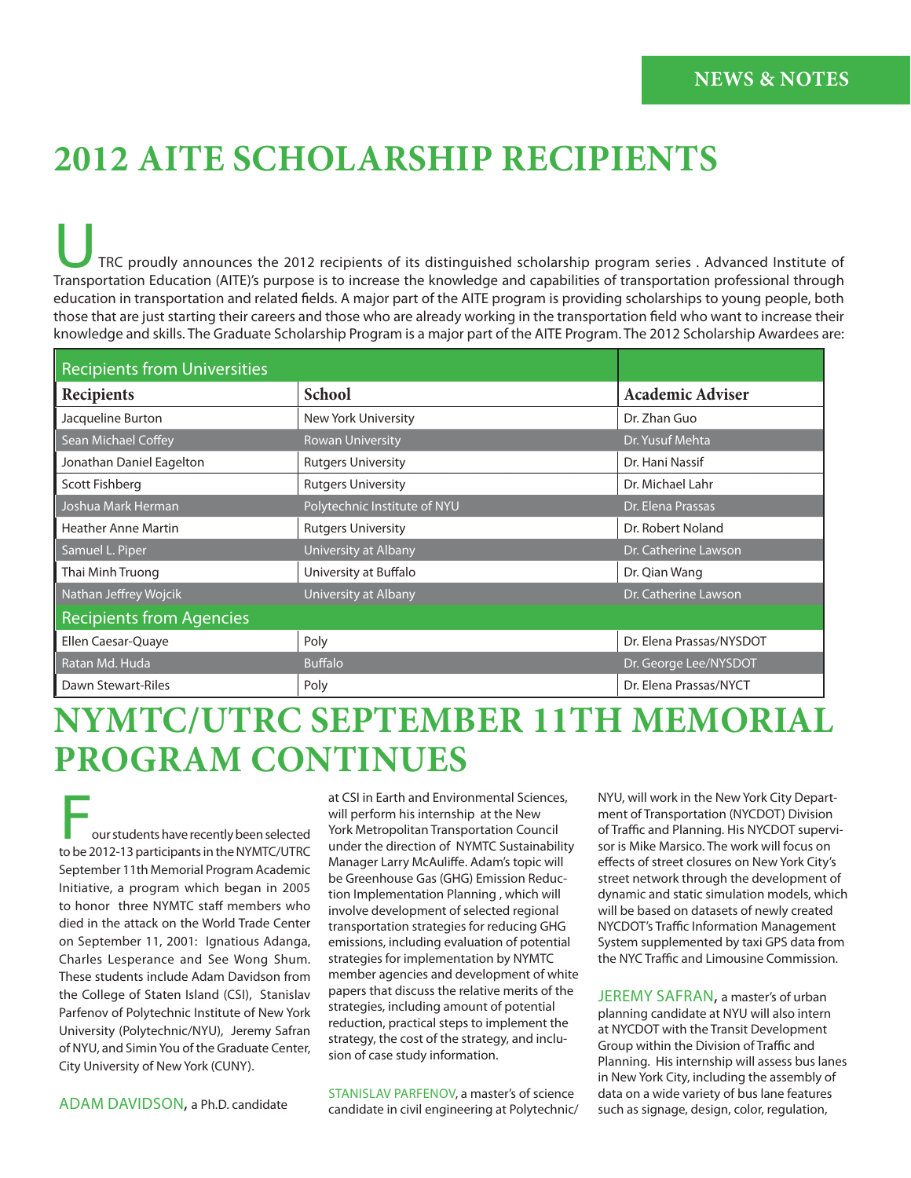# 2012 AITE SCHOLARSHIP RECIPIENTS

UTRC proudly announces the 2012 recipients of its distinguished scholarship program series . Advanced Institute of Transportation Education (AITE)'s purpose is to increase the knowledge and capabilities of transportation professional through education in transportation and related fields. A major part of the AITE program is providing scholarships to young people, both those that are just starting their careers and those who are already working in the transportation field who want to increase their knowledge and skills. The Graduate Scholarship Program is a major part of the AITE Program. The 2012 Scholarship Awardees are:

| Recipients from Universities | | |
|---|---|---|
| **Recipients** | **School** | **Academic Adviser** |
| Jacqueline Burton | New York University | Dr. Zhan Guo |
| Sean Michael Coffey | Rowan University | Dr. Yusuf Mehta |
| Jonathan Daniel Eagelton | Rutgers University | Dr. Hani Nassif |
| Scott Fishberg | Rutgers University | Dr. Michael Lahr |
| Joshua Mark Herman | Polytechnic Institute of NYU | Dr. Elena Prassas |
| Heather Anne Martin | Rutgers University | Dr. Robert Noland |
| Samuel L. Piper | University at Albany | Dr. Catherine Lawson |
| Thai Minh Truong | University at Buffalo | Dr. Qian Wang |
| Nathan Jeffrey Wojcik | University at Albany | Dr. Catherine Lawson |
| **Recipients from Agencies** | | |
| Ellen Caesar-Quaye | Poly | Dr. Elena Prassas/NYSDOT |
| Ratan Md. Huda | Buffalo | Dr. George Lee/NYSDOT |
| Dawn Stewart-Riles | Poly | Dr. Elena Prassas/NYCT |

# NYMTC/UTRC SEPTEMBER 11TH MEMORIAL PROGRAM CONTINUES

Four students have recently been selected to be 2012-13 participants in the NYMTC/UTRC September 11th Memorial Program Academic Initiative, a program which began in 2005 to honor three NYMTC staff members who died in the attack on the World Trade Center on September 11, 2001: Ignatious Adanga, Charles Lesperance and See Wong Shum. These students include Adam Davidson from the College of Staten Island (CSI), Stanislav Parfenov of Polytechnic Institute of New York University (Polytechnic/NYU), Jeremy Safran of NYU, and Simin You of the Graduate Center, City University of New York (CUNY).

ADAM DAVIDSON, a Ph.D. candidate at CSI in Earth and Environmental Sciences, will perform his internship at the New York Metropolitan Transportation Council under the direction of NYMTC Sustainability Manager Larry McAuliffe. Adam's topic will be Greenhouse Gas (GHG) Emission Reduction Implementation Planning , which will involve development of selected regional transportation strategies for reducing GHG emissions, including evaluation of potential strategies for implementation by NYMTC member agencies and development of white papers that discuss the relative merits of the strategies, including amount of potential reduction, practical steps to implement the strategy, the cost of the strategy, and inclusion of case study information.

STANISLAV PARFENOV, a master's of science candidate in civil engineering at Polytechnic/NYU, will work in the New York City Department of Transportation (NYCDOT) Division of Traffic and Planning. His NYCDOT supervisor is Mike Marsico. The work will focus on effects of street closures on New York City's street network through the development of dynamic and static simulation models, which will be based on datasets of newly created NYCDOT's Traffic Information Management System supplemented by taxi GPS data from the NYC Traffic and Limousine Commission.

JEREMY SAFRAN, a master's of urban planning candidate at NYU will also intern at NYCDOT with the Transit Development Group within the Division of Traffic and Planning. His internship will assess bus lanes in New York City, including the assembly of data on a wide variety of bus lane features such as signage, design, color, regulation,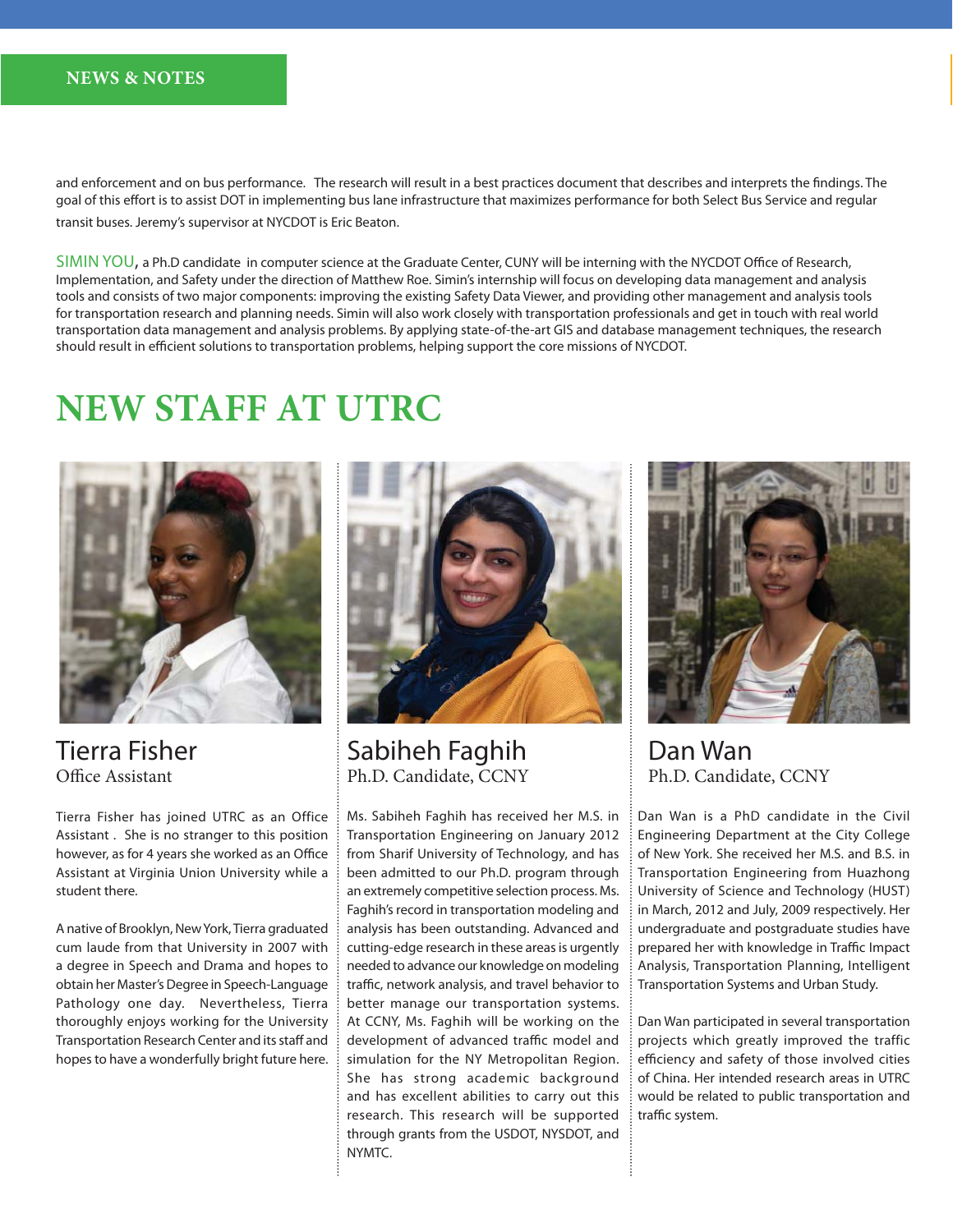and enforcement and on bus performance. The research will result in a best practices document that describes and interprets the findings. The goal of this effort is to assist DOT in implementing bus lane infrastructure that maximizes performance for both Select Bus Service and regular transit buses. Jeremy's supervisor at NYCDOT is Eric Beaton.

SIMIN YOU, a Ph.D candidate in computer science at the Graduate Center, CUNY will be interning with the NYCDOT Office of Research, Implementation, and Safety under the direction of Matthew Roe. Simin's internship will focus on developing data management and analysis tools and consists of two major components: improving the existing Safety Data Viewer, and providing other management and analysis tools for transportation research and planning needs. Simin will also work closely with transportation professionals and get in touch with real world transportation data management and analysis problems. By applying state-of-the-art GIS and database management techniques, the research should result in efficient solutions to transportation problems, helping support the core missions of NYCDOT.

# NEW STAFF AT UTRC

## Tierra Fisher
Office Assistant

Tierra Fisher has joined UTRC as an Office Assistant . She is no stranger to this position however, as for 4 years she worked as an Office Assistant at Virginia Union University while a student there.

A native of Brooklyn, New York, Tierra graduated cum laude from that University in 2007 with a degree in Speech and Drama and hopes to obtain her Master's Degree in Speech-Language Pathology one day. Nevertheless, Tierra thoroughly enjoys working for the University Transportation Research Center and its staff and hopes to have a wonderfully bright future here.

## Sabiheh Faghih
Ph.D. Candidate, CCNY

Ms. Sabiheh Faghih has received her M.S. in Transportation Engineering on January 2012 from Sharif University of Technology, and has been admitted to our Ph.D. program through an extremely competitive selection process. Ms. Faghih's record in transportation modeling and analysis has been outstanding. Advanced and cutting-edge research in these areas is urgently needed to advance our knowledge on modeling traffic, network analysis, and travel behavior to better manage our transportation systems. At CCNY, Ms. Faghih will be working on the development of advanced traffic model and simulation for the NY Metropolitan Region. She has strong academic background and has excellent abilities to carry out this research. This research will be supported through grants from the USDOT, NYSDOT, and NYMTC.

## Dan Wan
Ph.D. Candidate, CCNY

Dan Wan is a PhD candidate in the Civil Engineering Department at the City College of New York. She received her M.S. and B.S. in Transportation Engineering from Huazhong University of Science and Technology (HUST) in March, 2012 and July, 2009 respectively. Her undergraduate and postgraduate studies have prepared her with knowledge in Traffic Impact Analysis, Transportation Planning, Intelligent Transportation Systems and Urban Study.

Dan Wan participated in several transportation projects which greatly improved the traffic efficiency and safety of those involved cities of China. Her intended research areas in UTRC would be related to public transportation and traffic system.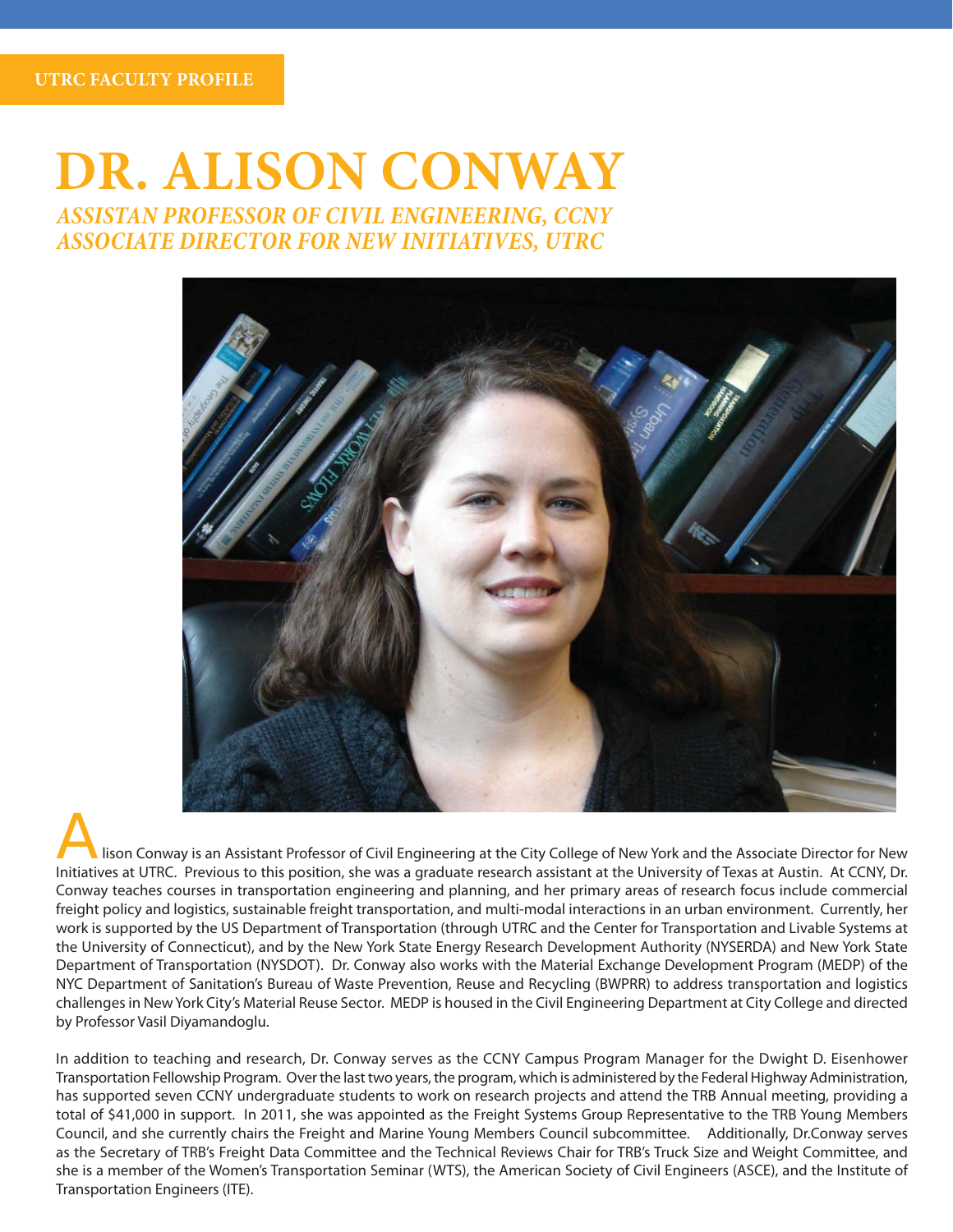UTRC FACULTY PROFILE

# DR. ALISON CONWAY

*ASSISTAN PROFESSOR OF CIVIL ENGINEERING, CCNY*
*ASSOCIATE DIRECTOR FOR NEW INITIATIVES, UTRC*

Alison Conway is an Assistant Professor of Civil Engineering at the City College of New York and the Associate Director for New Initiatives at UTRC. Previous to this position, she was a graduate research assistant at the University of Texas at Austin. At CCNY, Dr. Conway teaches courses in transportation engineering and planning, and her primary areas of research focus include commercial freight policy and logistics, sustainable freight transportation, and multi-modal interactions in an urban environment. Currently, her work is supported by the US Department of Transportation (through UTRC and the Center for Transportation and Livable Systems at the University of Connecticut), and by the New York State Energy Research Development Authority (NYSERDA) and New York State Department of Transportation (NYSDOT). Dr. Conway also works with the Material Exchange Development Program (MEDP) of the NYC Department of Sanitation's Bureau of Waste Prevention, Reuse and Recycling (BWPRR) to address transportation and logistics challenges in New York City's Material Reuse Sector. MEDP is housed in the Civil Engineering Department at City College and directed by Professor Vasil Diyamandoglu.

In addition to teaching and research, Dr. Conway serves as the CCNY Campus Program Manager for the Dwight D. Eisenhower Transportation Fellowship Program. Over the last two years, the program, which is administered by the Federal Highway Administration, has supported seven CCNY undergraduate students to work on research projects and attend the TRB Annual meeting, providing a total of $41,000 in support. In 2011, she was appointed as the Freight Systems Group Representative to the TRB Young Members Council, and she currently chairs the Freight and Marine Young Members Council subcommittee. Additionally, Dr.Conway serves as the Secretary of TRB's Freight Data Committee and the Technical Reviews Chair for TRB's Truck Size and Weight Committee, and she is a member of the Women's Transportation Seminar (WTS), the American Society of Civil Engineers (ASCE), and the Institute of Transportation Engineers (ITE).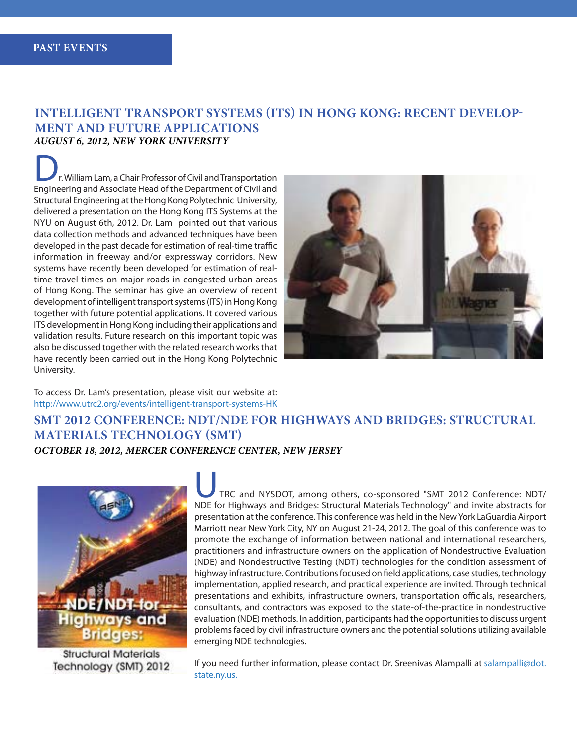# PAST EVENTS

## INTELLIGENT TRANSPORT SYSTEMS (ITS) IN HONG KONG: RECENT DEVELOPMENT AND FUTURE APPLICATIONS

***AUGUST 6, 2012, NEW YORK UNIVERSITY***

Dr. William Lam, a Chair Professor of Civil and Transportation Engineering and Associate Head of the Department of Civil and Structural Engineering at the Hong Kong Polytechnic University, delivered a presentation on the Hong Kong ITS Systems at the NYU on August 6th, 2012. Dr. Lam pointed out that various data collection methods and advanced techniques have been developed in the past decade for estimation of real-time traffic information in freeway and/or expressway corridors. New systems have recently been developed for estimation of real-time travel times on major roads in congested urban areas of Hong Kong. The seminar has give an overview of recent development of intelligent transport systems (ITS) in Hong Kong together with future potential applications. It covered various ITS development in Hong Kong including their applications and validation results. Future research on this important topic was also be discussed together with the related research works that have recently been carried out in the Hong Kong Polytechnic University.

To access Dr. Lam's presentation, please visit our website at: http://www.utrc2.org/events/intelligent-transport-systems-HK

## SMT 2012 CONFERENCE: NDT/NDE FOR HIGHWAYS AND BRIDGES: STRUCTURAL MATERIALS TECHNOLOGY (SMT)

***OCTOBER 18, 2012, MERCER CONFERENCE CENTER, NEW JERSEY***

UTRC and NYSDOT, among others, co-sponsored "SMT 2012 Conference: NDT/NDE for Highways and Bridges: Structural Materials Technology" and invite abstracts for presentation at the conference. This conference was held in the New York LaGuardia Airport Marriott near New York City, NY on August 21-24, 2012. The goal of this conference was to promote the exchange of information between national and international researchers, practitioners and infrastructure owners on the application of Nondestructive Evaluation (NDE) and Nondestructive Testing (NDT) technologies for the condition assessment of highway infrastructure. Contributions focused on field applications, case studies, technology implementation, applied research, and practical experience are invited. Through technical presentations and exhibits, infrastructure owners, transportation officials, researchers, consultants, and contractors was exposed to the state-of-the-practice in nondestructive evaluation (NDE) methods. In addition, participants had the opportunities to discuss urgent problems faced by civil infrastructure owners and the potential solutions utilizing available emerging NDE technologies.

If you need further information, please contact Dr. Sreenivas Alampalli at salampalli@dot.state.ny.us.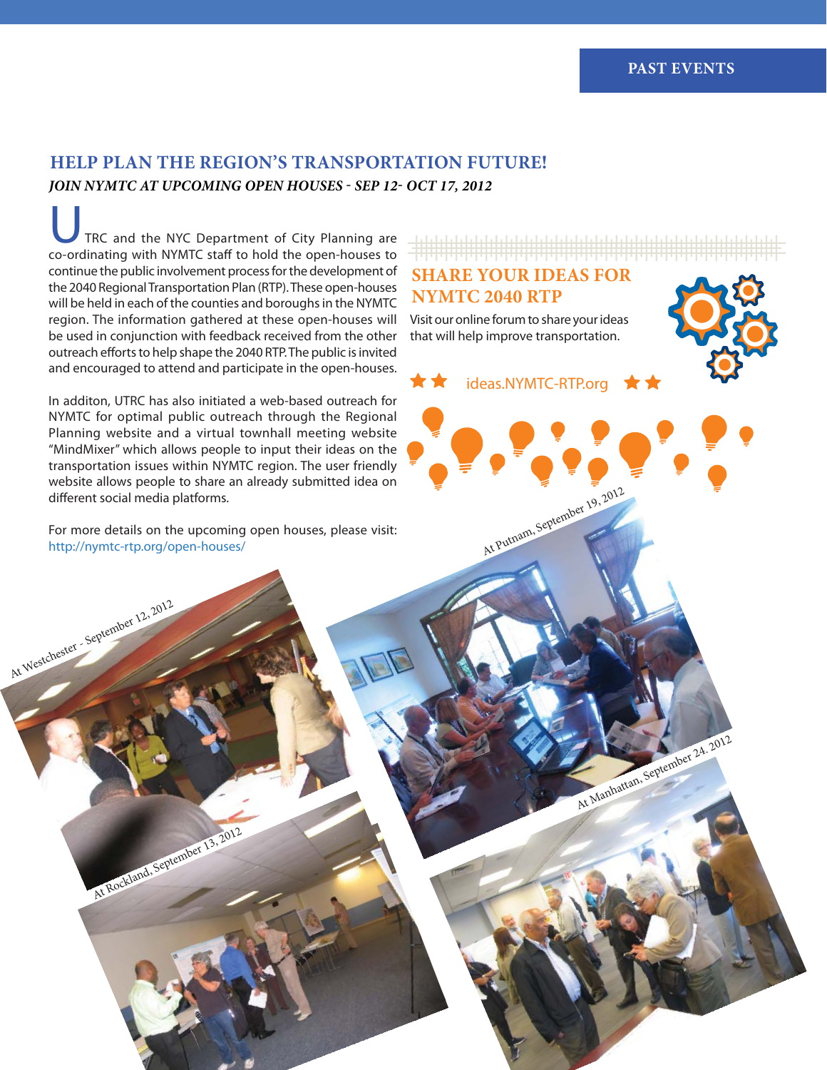PAST EVENTS

## HELP PLAN THE REGION'S TRANSPORTATION FUTURE!

***JOIN NYMTC AT UPCOMING OPEN HOUSES - SEP 12- OCT 17, 2012***

UTRC and the NYC Department of City Planning are co-ordinating with NYMTC staff to hold the open-houses to continue the public involvement process for the development of the 2040 Regional Transportation Plan (RTP). These open-houses will be held in each of the counties and boroughs in the NYMTC region. The information gathered at these open-houses will be used in conjunction with feedback received from the other outreach efforts to help shape the 2040 RTP. The public is invited and encouraged to attend and participate in the open-houses.

In additon, UTRC has also initiated a web-based outreach for NYMTC for optimal public outreach through the Regional Planning website and a virtual townhall meeting website "MindMixer" which allows people to input their ideas on the transportation issues within NYMTC region. The user friendly website allows people to share an already submitted idea on different social media platforms.

For more details on the upcoming open houses, please visit: http://nymtc-rtp.org/open-houses/

### SHARE YOUR IDEAS FOR NYMTC 2040 RTP

Visit our online forum to share your ideas that will help improve transportation.

★★ ideas.NYMTC-RTP.org ★★

At Westchester - September 12, 2012

At Putnam, September 19, 2012

At Rockland, September 13, 2012

At Manhattan, September 24. 2012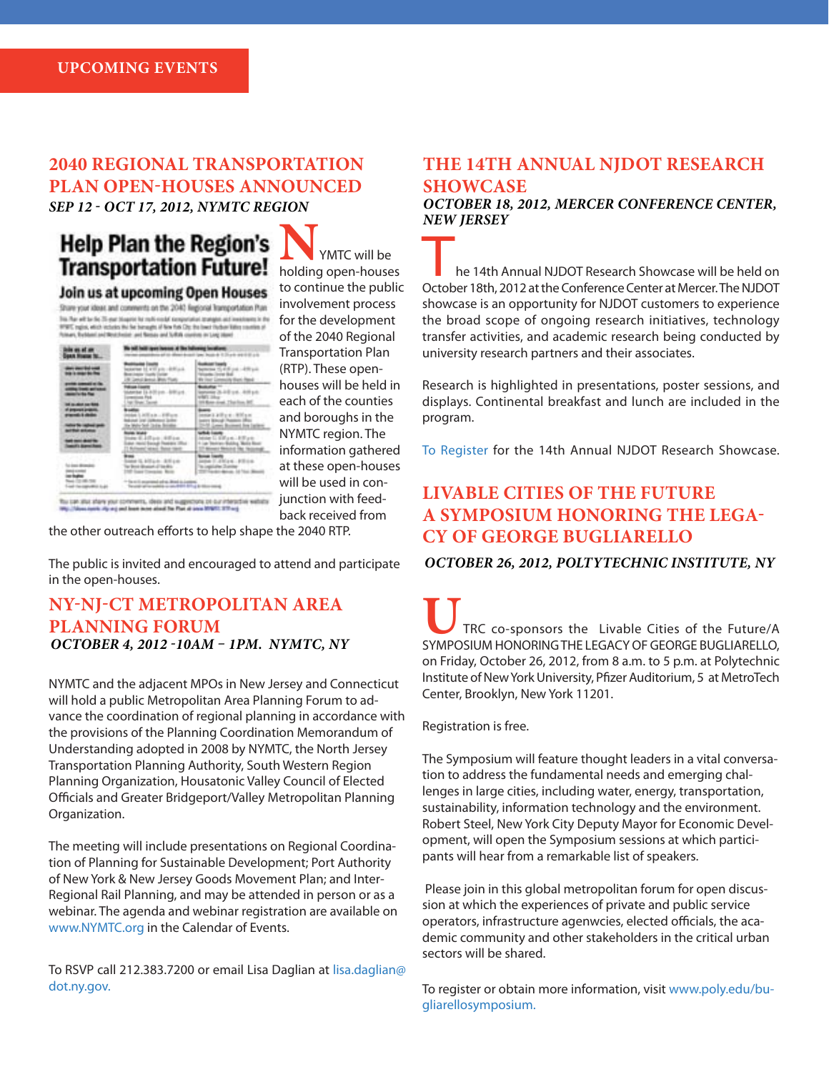## UPCOMING EVENTS

### 2040 REGIONAL TRANSPORTATION PLAN OPEN-HOUSES ANNOUNCED

***SEP 12 - OCT 17, 2012, NYMTC REGION***

Help Plan the Region's Transportation Future!

Join us at upcoming Open Houses

NYMTC will be holding open-houses to continue the public involvement process for the development of the 2040 Regional Transportation Plan (RTP). These open-houses will be held in each of the counties and boroughs in the NYMTC region. The information gathered at these open-houses will be used in conjunction with feedback received from the other outreach efforts to help shape the 2040 RTP.

The public is invited and encouraged to attend and participate in the open-houses.

### NY-NJ-CT METROPOLITAN AREA PLANNING FORUM

***OCTOBER 4, 2012 -10AM – 1PM. NYMTC, NY***

NYMTC and the adjacent MPOs in New Jersey and Connecticut will hold a public Metropolitan Area Planning Forum to advance the coordination of regional planning in accordance with the provisions of the Planning Coordination Memorandum of Understanding adopted in 2008 by NYMTC, the North Jersey Transportation Planning Authority, South Western Region Planning Organization, Housatonic Valley Council of Elected Officials and Greater Bridgeport/Valley Metropolitan Planning Organization.

The meeting will include presentations on Regional Coordination of Planning for Sustainable Development; Port Authority of New York & New Jersey Goods Movement Plan; and Inter-Regional Rail Planning, and may be attended in person or as a webinar. The agenda and webinar registration are available on www.NYMTC.org in the Calendar of Events.

To RSVP call 212.383.7200 or email Lisa Daglian at lisa.daglian@dot.ny.gov.

### THE 14TH ANNUAL NJDOT RESEARCH SHOWCASE

***OCTOBER 18, 2012, MERCER CONFERENCE CENTER, NEW JERSEY***

The 14th Annual NJDOT Research Showcase will be held on October 18th, 2012 at the Conference Center at Mercer. The NJDOT showcase is an opportunity for NJDOT customers to experience the broad scope of ongoing research initiatives, technology transfer activities, and academic research being conducted by university research partners and their associates.

Research is highlighted in presentations, poster sessions, and displays. Continental breakfast and lunch are included in the program.

To Register for the 14th Annual NJDOT Research Showcase.

### LIVABLE CITIES OF THE FUTURE A SYMPOSIUM HONORING THE LEGACY OF GEORGE BUGLIARELLO

***OCTOBER 26, 2012, POLTYTECHNIC INSTITUTE, NY***

UTRC co-sponsors the Livable Cities of the Future/A SYMPOSIUM HONORING THE LEGACY OF GEORGE BUGLIARELLO, on Friday, October 26, 2012, from 8 a.m. to 5 p.m. at Polytechnic Institute of New York University, Pfizer Auditorium, 5 at MetroTech Center, Brooklyn, New York 11201.

Registration is free.

The Symposium will feature thought leaders in a vital conversation to address the fundamental needs and emerging challenges in large cities, including water, energy, transportation, sustainability, information technology and the environment. Robert Steel, New York City Deputy Mayor for Economic Development, will open the Symposium sessions at which participants will hear from a remarkable list of speakers.

Please join in this global metropolitan forum for open discussion at which the experiences of private and public service operators, infrastructure agenwcies, elected officials, the academic community and other stakeholders in the critical urban sectors will be shared.

To register or obtain more information, visit www.poly.edu/bugliarellosymposium.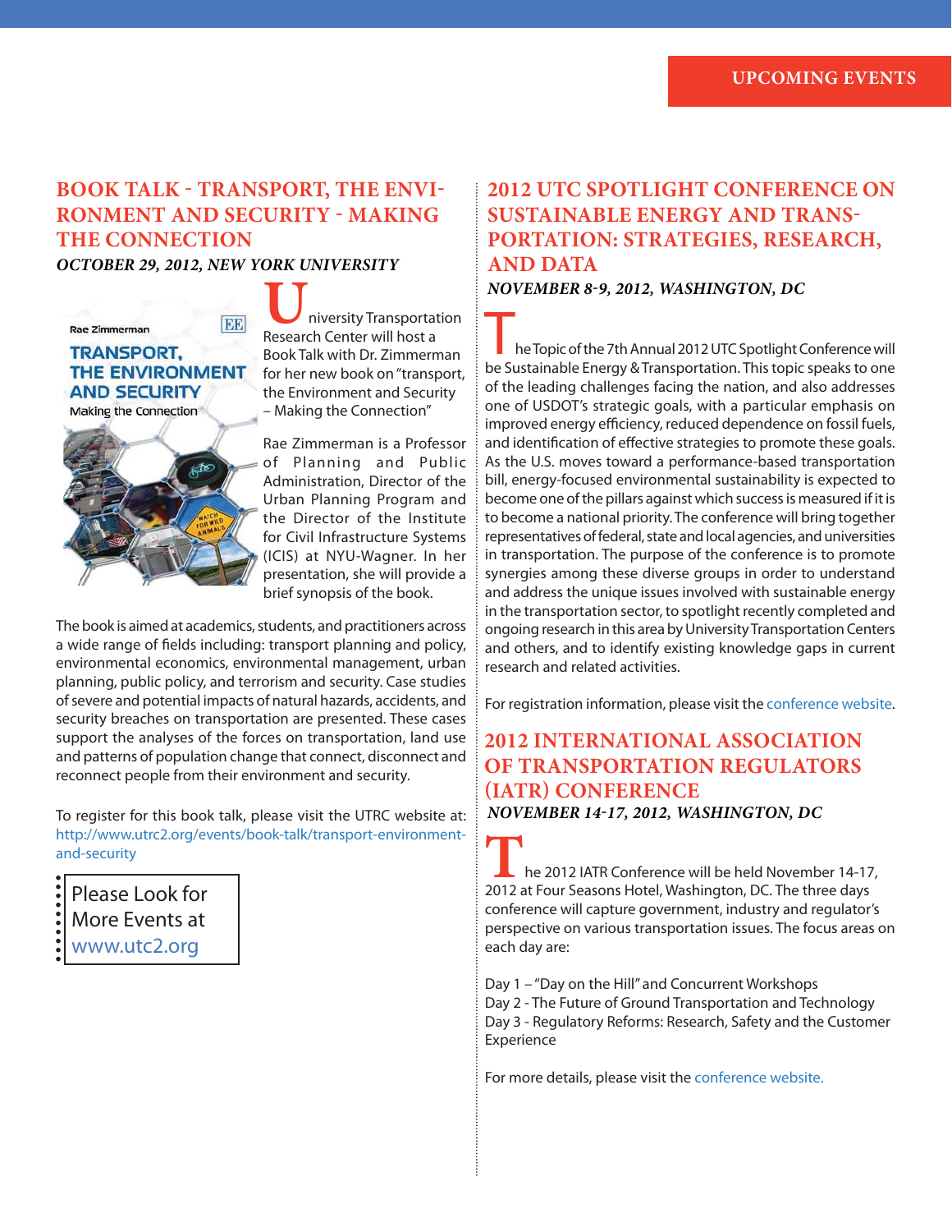# UPCOMING EVENTS

## BOOK TALK - TRANSPORT, THE ENVIRONMENT AND SECURITY - MAKING THE CONNECTION

***OCTOBER 29, 2012, NEW YORK UNIVERSITY***

University Transportation Research Center will host a Book Talk with Dr. Zimmerman for her new book on "transport, the Environment and Security – Making the Connection"

Rae Zimmerman is a Professor of Planning and Public Administration, Director of the Urban Planning Program and the Director of the Institute for Civil Infrastructure Systems (ICIS) at NYU-Wagner. In her presentation, she will provide a brief synopsis of the book.

The book is aimed at academics, students, and practitioners across a wide range of fields including: transport planning and policy, environmental economics, environmental management, urban planning, public policy, and terrorism and security. Case studies of severe and potential impacts of natural hazards, accidents, and security breaches on transportation are presented. These cases support the analyses of the forces on transportation, land use and patterns of population change that connect, disconnect and reconnect people from their environment and security.

To register for this book talk, please visit the UTRC website at: http://www.utrc2.org/events/book-talk/transport-environment-and-security

Please Look for More Events at www.utc2.org

## 2012 UTC SPOTLIGHT CONFERENCE ON SUSTAINABLE ENERGY AND TRANSPORTATION: STRATEGIES, RESEARCH, AND DATA

***NOVEMBER 8-9, 2012, WASHINGTON, DC***

The Topic of the 7th Annual 2012 UTC Spotlight Conference will be Sustainable Energy & Transportation. This topic speaks to one of the leading challenges facing the nation, and also addresses one of USDOT's strategic goals, with a particular emphasis on improved energy efficiency, reduced dependence on fossil fuels, and identification of effective strategies to promote these goals. As the U.S. moves toward a performance-based transportation bill, energy-focused environmental sustainability is expected to become one of the pillars against which success is measured if it is to become a national priority. The conference will bring together representatives of federal, state and local agencies, and universities in transportation. The purpose of the conference is to promote synergies among these diverse groups in order to understand and address the unique issues involved with sustainable energy in the transportation sector, to spotlight recently completed and ongoing research in this area by University Transportation Centers and others, and to identify existing knowledge gaps in current research and related activities.

For registration information, please visit the conference website.

## 2012 INTERNATIONAL ASSOCIATION OF TRANSPORTATION REGULATORS (IATR) CONFERENCE

***NOVEMBER 14-17, 2012, WASHINGTON, DC***

The 2012 IATR Conference will be held November 14-17, 2012 at Four Seasons Hotel, Washington, DC. The three days conference will capture government, industry and regulator's perspective on various transportation issues. The focus areas on each day are:

Day 1 – "Day on the Hill" and Concurrent Workshops
Day 2 - The Future of Ground Transportation and Technology
Day 3 - Regulatory Reforms: Research, Safety and the Customer Experience

For more details, please visit the conference website.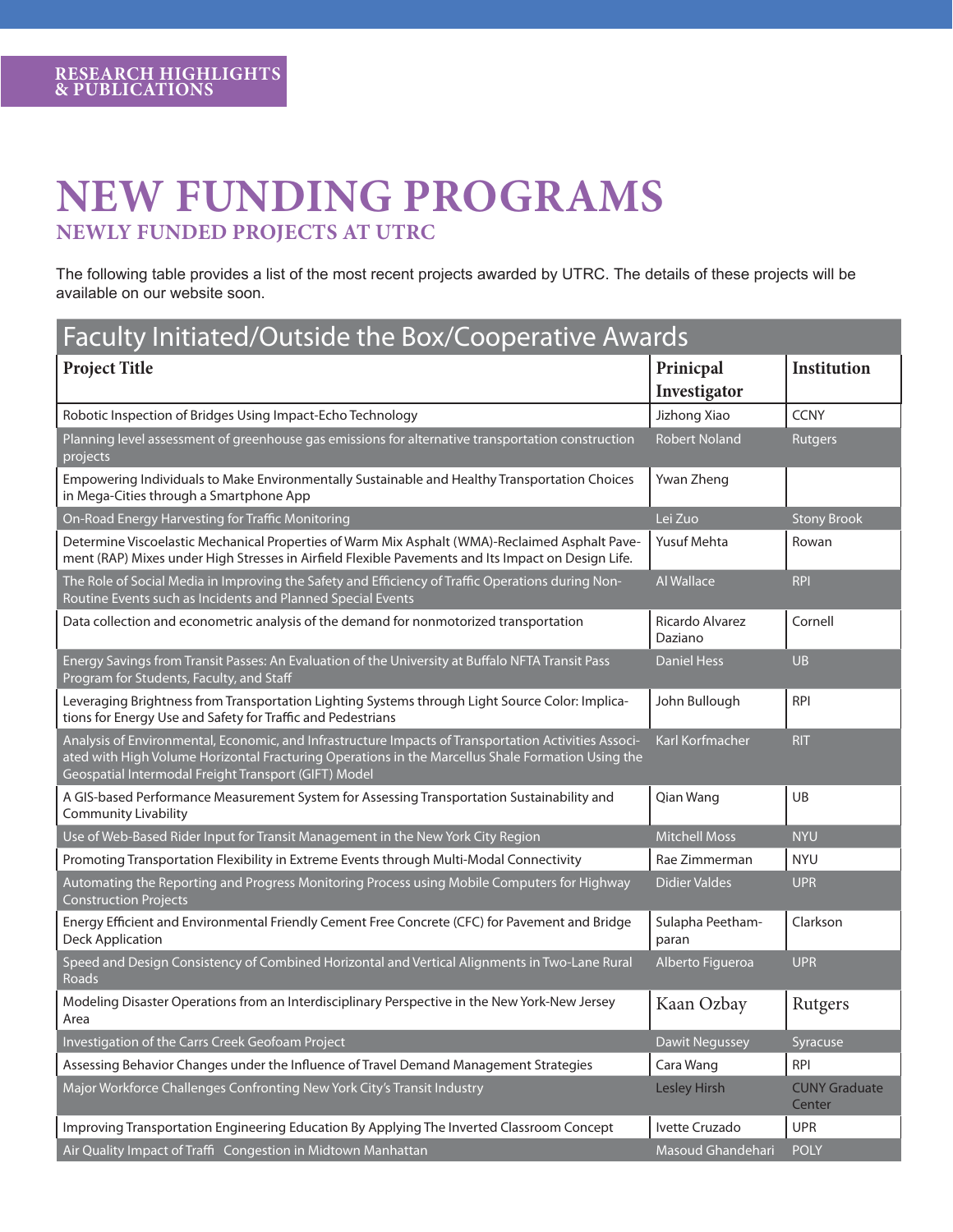RESEARCH HIGHLIGHTS & PUBLICATIONS

# NEW FUNDING PROGRAMS

## NEWLY FUNDED PROJECTS AT UTRC

The following table provides a list of the most recent projects awarded by UTRC. The details of these projects will be available on our website soon.

**Faculty Initiated/Outside the Box/Cooperative Awards**

| Project Title | Prinicpal Investigator | Institution |
|---|---|---|
| Robotic Inspection of Bridges Using Impact-Echo Technology | Jizhong Xiao | CCNY |
| Planning level assessment of greenhouse gas emissions for alternative transportation construction projects | Robert Noland | Rutgers |
| Empowering Individuals to Make Environmentally Sustainable and Healthy Transportation Choices in Mega-Cities through a Smartphone App | Ywan Zheng | |
| On-Road Energy Harvesting for Traffic Monitoring | Lei Zuo | Stony Brook |
| Determine Viscoelastic Mechanical Properties of Warm Mix Asphalt (WMA)-Reclaimed Asphalt Pavement (RAP) Mixes under High Stresses in Airfield Flexible Pavements and Its Impact on Design Life. | Yusuf Mehta | Rowan |
| The Role of Social Media in Improving the Safety and Efficiency of Traffic Operations during Non-Routine Events such as Incidents and Planned Special Events | Al Wallace | RPI |
| Data collection and econometric analysis of the demand for nonmotorized transportation | Ricardo Alvarez Daziano | Cornell |
| Energy Savings from Transit Passes: An Evaluation of the University at Buffalo NFTA Transit Pass Program for Students, Faculty, and Staff | Daniel Hess | UB |
| Leveraging Brightness from Transportation Lighting Systems through Light Source Color: Implications for Energy Use and Safety for Traffic and Pedestrians | John Bullough | RPI |
| Analysis of Environmental, Economic, and Infrastructure Impacts of Transportation Activities Associated with High Volume Horizontal Fracturing Operations in the Marcellus Shale Formation Using the Geospatial Intermodal Freight Transport (GIFT) Model | Karl Korfmacher | RIT |
| A GIS-based Performance Measurement System for Assessing Transportation Sustainability and Community Livability | Qian Wang | UB |
| Use of Web-Based Rider Input for Transit Management in the New York City Region | Mitchell Moss | NYU |
| Promoting Transportation Flexibility in Extreme Events through Multi-Modal Connectivity | Rae Zimmerman | NYU |
| Automating the Reporting and Progress Monitoring Process using Mobile Computers for Highway Construction Projects | Didier Valdes | UPR |
| Energy Efficient and Environmental Friendly Cement Free Concrete (CFC) for Pavement and Bridge Deck Application | Sulapha Peethamparan | Clarkson |
| Speed and Design Consistency of Combined Horizontal and Vertical Alignments in Two-Lane Rural Roads | Alberto Figueroa | UPR |
| Modeling Disaster Operations from an Interdisciplinary Perspective in the New York-New Jersey Area | Kaan Ozbay | Rutgers |
| Investigation of the Carrs Creek Geofoam Project | Dawit Negussey | Syracuse |
| Assessing Behavior Changes under the Influence of Travel Demand Management Strategies | Cara Wang | RPI |
| Major Workforce Challenges Confronting New York City's Transit Industry | Lesley Hirsh | CUNY Graduate Center |
| Improving Transportation Engineering Education By Applying The Inverted Classroom Concept | Ivette Cruzado | UPR |
| Air Quality Impact of Traffi Congestion in Midtown Manhattan | Masoud Ghandehari | POLY |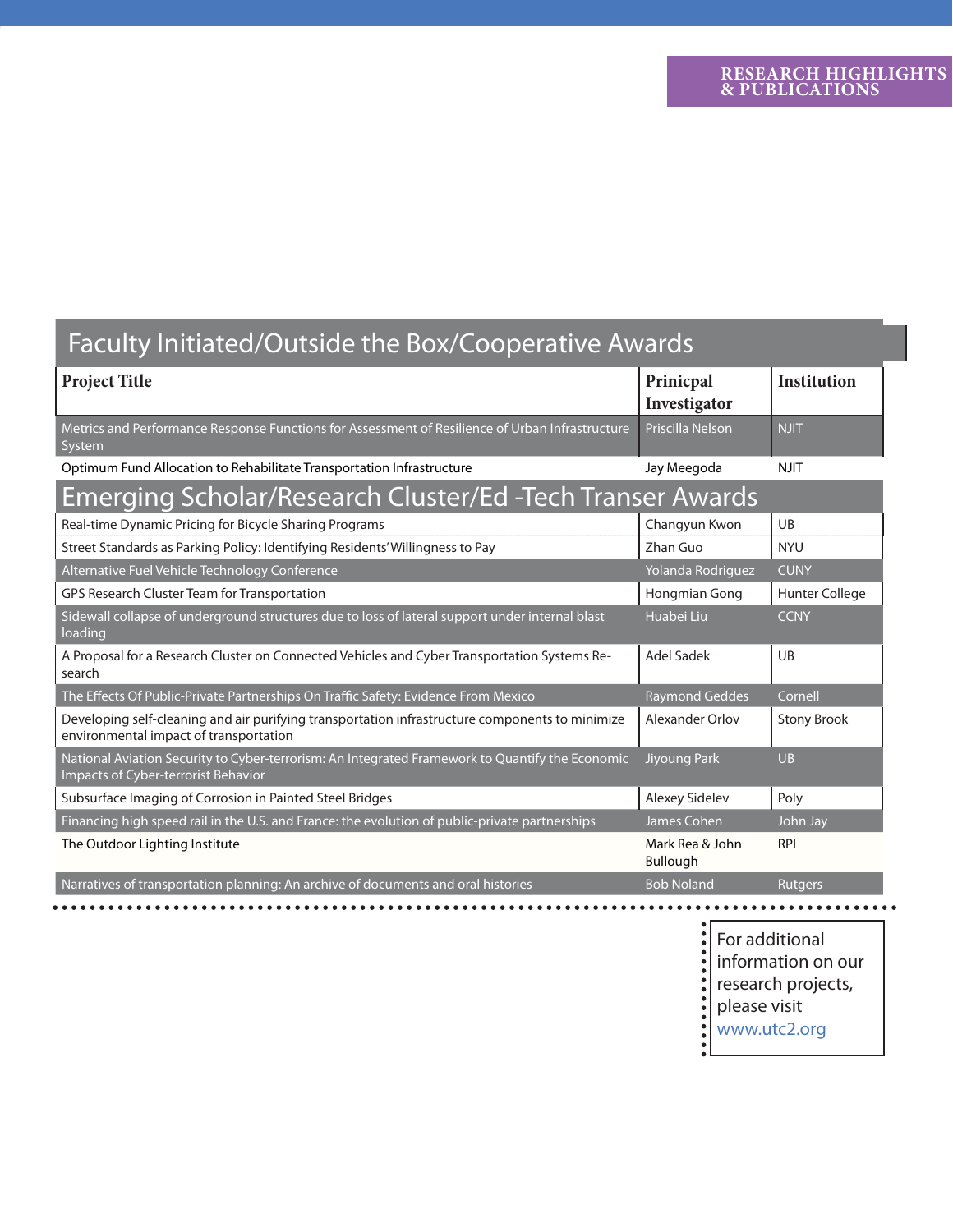# Faculty Initiated/Outside the Box/Cooperative Awards

| Project Title | Prinicpal Investigator | Institution |
|---|---|---|
| Metrics and Performance Response Functions for Assessment of Resilience of Urban Infrastructure System | Priscilla Nelson | NJIT |
| Optimum Fund Allocation to Rehabilitate Transportation Infrastructure | Jay Meegoda | NJIT |

# Emerging Scholar/Research Cluster/Ed -Tech Transer Awards

| Project Title | Prinicpal Investigator | Institution |
|---|---|---|
| Real-time Dynamic Pricing for Bicycle Sharing Programs | Changyun Kwon | UB |
| Street Standards as Parking Policy: Identifying Residents' Willingness to Pay | Zhan Guo | NYU |
| Alternative Fuel Vehicle Technology Conference | Yolanda Rodriguez | CUNY |
| GPS Research Cluster Team for Transportation | Hongmian Gong | Hunter College |
| Sidewall collapse of underground structures due to loss of lateral support under internal blast loading | Huabei Liu | CCNY |
| A Proposal for a Research Cluster on Connected Vehicles and Cyber Transportation Systems Research | Adel Sadek | UB |
| The Effects Of Public-Private Partnerships On Traffic Safety: Evidence From Mexico | Raymond Geddes | Cornell |
| Developing self-cleaning and air purifying transportation infrastructure components to minimize environmental impact of transportation | Alexander Orlov | Stony Brook |
| National Aviation Security to Cyber-terrorism: An Integrated Framework to Quantify the Economic Impacts of Cyber-terrorist Behavior | Jiyoung Park | UB |
| Subsurface Imaging of Corrosion in Painted Steel Bridges | Alexey Sidelev | Poly |
| Financing high speed rail in the U.S. and France: the evolution of public-private partnerships | James Cohen | John Jay |
| The Outdoor Lighting Institute | Mark Rea & John Bullough | RPI |
| Narratives of transportation planning: An archive of documents and oral histories | Bob Noland | Rutgers |

For additional information on our research projects, please visit www.utc2.org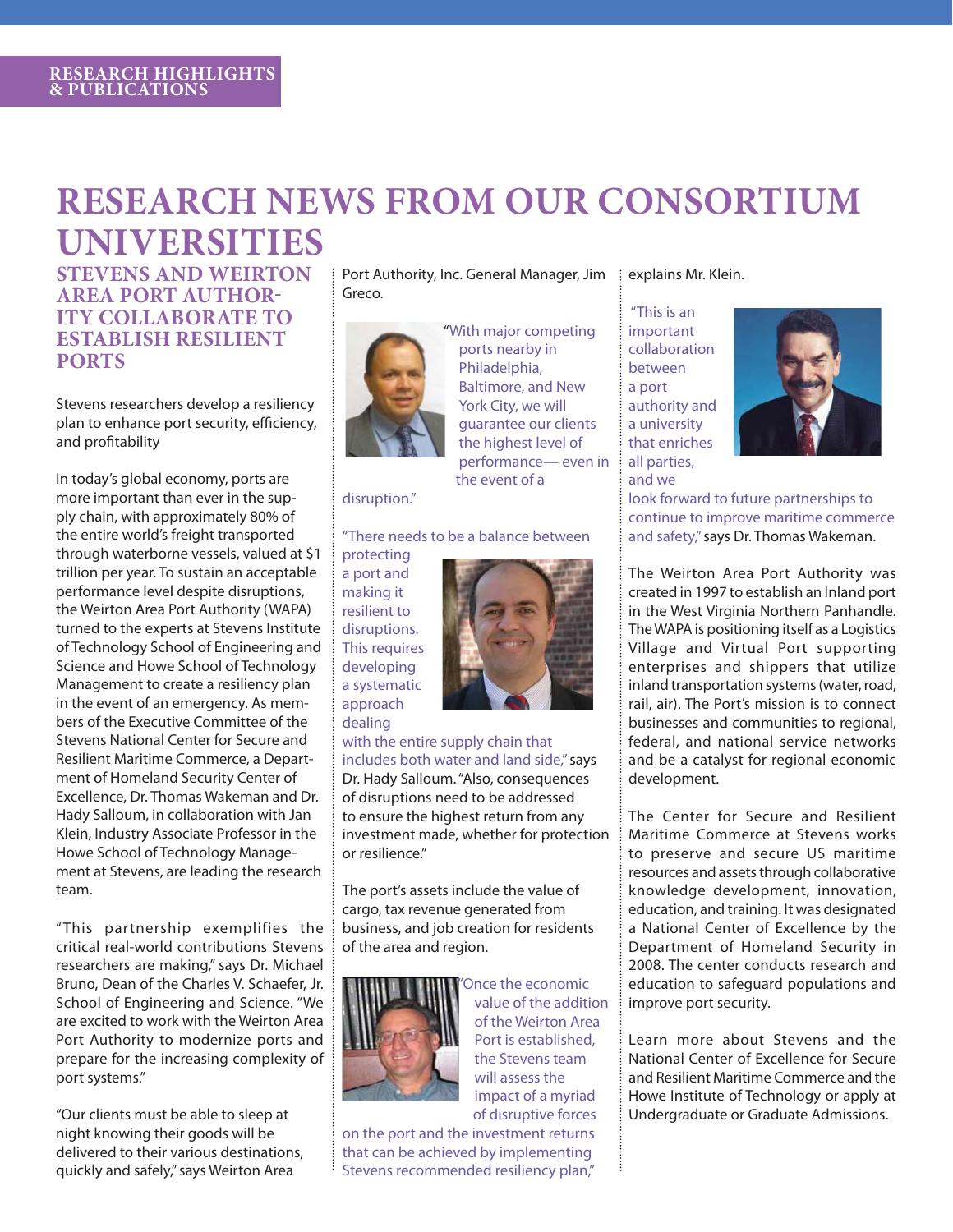# RESEARCH NEWS FROM OUR CONSORTIUM UNIVERSITIES

## STEVENS AND WEIRTON AREA PORT AUTHORITY COLLABORATE TO ESTABLISH RESILIENT PORTS

Stevens researchers develop a resiliency plan to enhance port security, efficiency, and profitability

In today's global economy, ports are more important than ever in the supply chain, with approximately 80% of the entire world's freight transported through waterborne vessels, valued at $1 trillion per year. To sustain an acceptable performance level despite disruptions, the Weirton Area Port Authority (WAPA) turned to the experts at Stevens Institute of Technology School of Engineering and Science and Howe School of Technology Management to create a resiliency plan in the event of an emergency. As members of the Executive Committee of the Stevens National Center for Secure and Resilient Maritime Commerce, a Department of Homeland Security Center of Excellence, Dr. Thomas Wakeman and Dr. Hady Salloum, in collaboration with Jan Klein, Industry Associate Professor in the Howe School of Technology Management at Stevens, are leading the research team.

"This partnership exemplifies the critical real-world contributions Stevens researchers are making," says Dr. Michael Bruno, Dean of the Charles V. Schaefer, Jr. School of Engineering and Science. "We are excited to work with the Weirton Area Port Authority to modernize ports and prepare for the increasing complexity of port systems."

"Our clients must be able to sleep at night knowing their goods will be delivered to their various destinations, quickly and safely," says Weirton Area Port Authority, Inc. General Manager, Jim Greco.

"With major competing ports nearby in Philadelphia, Baltimore, and New York City, we will guarantee our clients the highest level of performance— even in the event of a disruption."

"There needs to be a balance between protecting a port and making it resilient to disruptions. This requires developing a systematic approach dealing with the entire supply chain that includes both water and land side," says Dr. Hady Salloum. "Also, consequences of disruptions need to be addressed to ensure the highest return from any investment made, whether for protection or resilience."

The port's assets include the value of cargo, tax revenue generated from business, and job creation for residents of the area and region.

"Once the economic value of the addition of the Weirton Area Port is established, the Stevens team will assess the impact of a myriad of disruptive forces on the port and the investment returns that can be achieved by implementing Stevens recommended resiliency plan," explains Mr. Klein.

"This is an important collaboration between a port authority and a university that enriches all parties, and we look forward to future partnerships to continue to improve maritime commerce and safety," says Dr. Thomas Wakeman.

The Weirton Area Port Authority was created in 1997 to establish an Inland port in the West Virginia Northern Panhandle. The WAPA is positioning itself as a Logistics Village and Virtual Port supporting enterprises and shippers that utilize inland transportation systems (water, road, rail, air). The Port's mission is to connect businesses and communities to regional, federal, and national service networks and be a catalyst for regional economic development.

The Center for Secure and Resilient Maritime Commerce at Stevens works to preserve and secure US maritime resources and assets through collaborative knowledge development, innovation, education, and training. It was designated a National Center of Excellence by the Department of Homeland Security in 2008. The center conducts research and education to safeguard populations and improve port security.

Learn more about Stevens and the National Center of Excellence for Secure and Resilient Maritime Commerce and the Howe Institute of Technology or apply at Undergraduate or Graduate Admissions.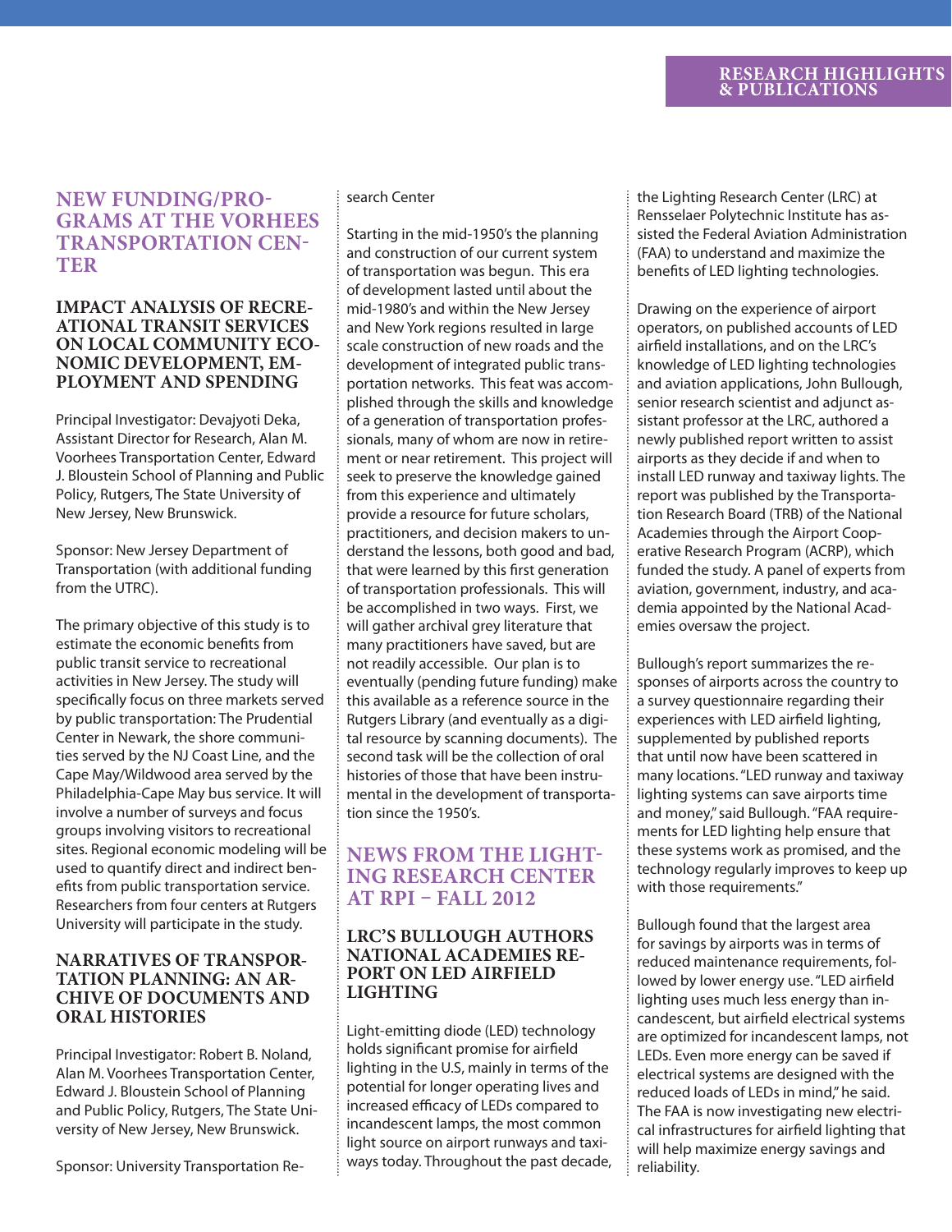## NEW FUNDING/PROGRAMS AT THE VORHEES TRANSPORTATION CENTER

### IMPACT ANALYSIS OF RECREATIONAL TRANSIT SERVICES ON LOCAL COMMUNITY ECONOMIC DEVELOPMENT, EMPLOYMENT AND SPENDING

Principal Investigator: Devajyoti Deka, Assistant Director for Research, Alan M. Voorhees Transportation Center, Edward J. Bloustein School of Planning and Public Policy, Rutgers, The State University of New Jersey, New Brunswick.

Sponsor: New Jersey Department of Transportation (with additional funding from the UTRC).

The primary objective of this study is to estimate the economic benefits from public transit service to recreational activities in New Jersey. The study will specifically focus on three markets served by public transportation: The Prudential Center in Newark, the shore communities served by the NJ Coast Line, and the Cape May/Wildwood area served by the Philadelphia-Cape May bus service. It will involve a number of surveys and focus groups involving visitors to recreational sites. Regional economic modeling will be used to quantify direct and indirect benefits from public transportation service. Researchers from four centers at Rutgers University will participate in the study.

### NARRATIVES OF TRANSPORTATION PLANNING: AN ARCHIVE OF DOCUMENTS AND ORAL HISTORIES

Principal Investigator: Robert B. Noland, Alan M. Voorhees Transportation Center, Edward J. Bloustein School of Planning and Public Policy, Rutgers, The State University of New Jersey, New Brunswick.

Sponsor: University Transportation Research Center

Starting in the mid-1950's the planning and construction of our current system of transportation was begun. This era of development lasted until about the mid-1980's and within the New Jersey and New York regions resulted in large scale construction of new roads and the development of integrated public transportation networks. This feat was accomplished through the skills and knowledge of a generation of transportation professionals, many of whom are now in retirement or near retirement. This project will seek to preserve the knowledge gained from this experience and ultimately provide a resource for future scholars, practitioners, and decision makers to understand the lessons, both good and bad, that were learned by this first generation of transportation professionals. This will be accomplished in two ways. First, we will gather archival grey literature that many practitioners have saved, but are not readily accessible. Our plan is to eventually (pending future funding) make this available as a reference source in the Rutgers Library (and eventually as a digital resource by scanning documents). The second task will be the collection of oral histories of those that have been instrumental in the development of transportation since the 1950's.

## NEWS FROM THE LIGHTING RESEARCH CENTER AT RPI – FALL 2012

### LRC'S BULLOUGH AUTHORS NATIONAL ACADEMIES REPORT ON LED AIRFIELD LIGHTING

Light-emitting diode (LED) technology holds significant promise for airfield lighting in the U.S, mainly in terms of the potential for longer operating lives and increased efficacy of LEDs compared to incandescent lamps, the most common light source on airport runways and taxiways today. Throughout the past decade, the Lighting Research Center (LRC) at Rensselaer Polytechnic Institute has assisted the Federal Aviation Administration (FAA) to understand and maximize the benefits of LED lighting technologies.

Drawing on the experience of airport operators, on published accounts of LED airfield installations, and on the LRC's knowledge of LED lighting technologies and aviation applications, John Bullough, senior research scientist and adjunct assistant professor at the LRC, authored a newly published report written to assist airports as they decide if and when to install LED runway and taxiway lights. The report was published by the Transportation Research Board (TRB) of the National Academies through the Airport Cooperative Research Program (ACRP), which funded the study. A panel of experts from aviation, government, industry, and academia appointed by the National Academies oversaw the project.

Bullough's report summarizes the responses of airports across the country to a survey questionnaire regarding their experiences with LED airfield lighting, supplemented by published reports that until now have been scattered in many locations. "LED runway and taxiway lighting systems can save airports time and money," said Bullough. "FAA requirements for LED lighting help ensure that these systems work as promised, and the technology regularly improves to keep up with those requirements."

Bullough found that the largest area for savings by airports was in terms of reduced maintenance requirements, followed by lower energy use. "LED airfield lighting uses much less energy than incandescent, but airfield electrical systems are optimized for incandescent lamps, not LEDs. Even more energy can be saved if electrical systems are designed with the reduced loads of LEDs in mind," he said. The FAA is now investigating new electrical infrastructures for airfield lighting that will help maximize energy savings and reliability.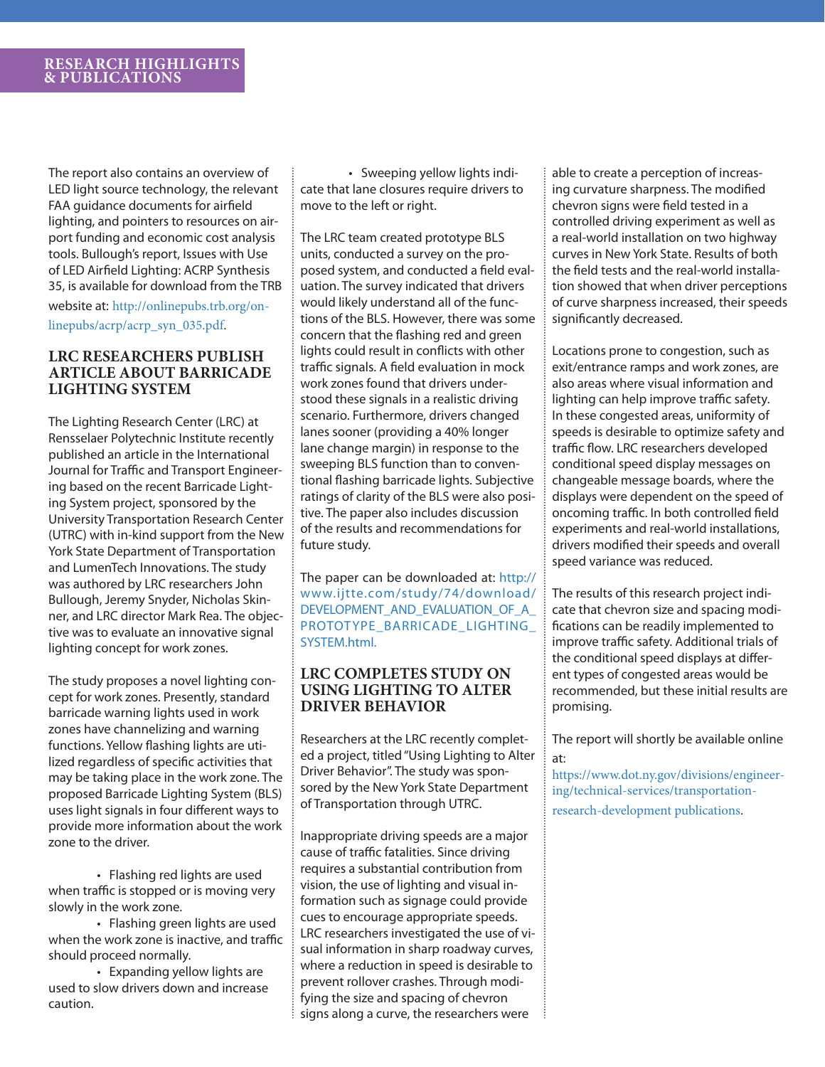The report also contains an overview of LED light source technology, the relevant FAA guidance documents for airfield lighting, and pointers to resources on airport funding and economic cost analysis tools. Bullough's report, Issues with Use of LED Airfield Lighting: ACRP Synthesis 35, is available for download from the TRB website at: http://onlinepubs.trb.org/onlinepubs/acrp/acrp_syn_035.pdf.

## LRC RESEARCHERS PUBLISH ARTICLE ABOUT BARRICADE LIGHTING SYSTEM

The Lighting Research Center (LRC) at Rensselaer Polytechnic Institute recently published an article in the International Journal for Traffic and Transport Engineering based on the recent Barricade Lighting System project, sponsored by the University Transportation Research Center (UTRC) with in-kind support from the New York State Department of Transportation and LumenTech Innovations. The study was authored by LRC researchers John Bullough, Jeremy Snyder, Nicholas Skinner, and LRC director Mark Rea. The objective was to evaluate an innovative signal lighting concept for work zones.

The study proposes a novel lighting concept for work zones. Presently, standard barricade warning lights used in work zones have channelizing and warning functions. Yellow flashing lights are utilized regardless of specific activities that may be taking place in the work zone. The proposed Barricade Lighting System (BLS) uses light signals in four different ways to provide more information about the work zone to the driver.

- Flashing red lights are used when traffic is stopped or is moving very slowly in the work zone.
- Flashing green lights are used when the work zone is inactive, and traffic should proceed normally.
- Expanding yellow lights are used to slow drivers down and increase caution.
- Sweeping yellow lights indicate that lane closures require drivers to move to the left or right.

The LRC team created prototype BLS units, conducted a survey on the proposed system, and conducted a field evaluation. The survey indicated that drivers would likely understand all of the functions of the BLS. However, there was some concern that the flashing red and green lights could result in conflicts with other traffic signals. A field evaluation in mock work zones found that drivers understood these signals in a realistic driving scenario. Furthermore, drivers changed lanes sooner (providing a 40% longer lane change margin) in response to the sweeping BLS function than to conventional flashing barricade lights. Subjective ratings of clarity of the BLS were also positive. The paper also includes discussion of the results and recommendations for future study.

The paper can be downloaded at: http://www.ijtte.com/study/74/download/DEVELOPMENT_AND_EVALUATION_OF_A_PROTOTYPE_BARRICADE_LIGHTING_SYSTEM.html.

## LRC COMPLETES STUDY ON USING LIGHTING TO ALTER DRIVER BEHAVIOR

Researchers at the LRC recently completed a project, titled "Using Lighting to Alter Driver Behavior". The study was sponsored by the New York State Department of Transportation through UTRC.

Inappropriate driving speeds are a major cause of traffic fatalities. Since driving requires a substantial contribution from vision, the use of lighting and visual information such as signage could provide cues to encourage appropriate speeds. LRC researchers investigated the use of visual information in sharp roadway curves, where a reduction in speed is desirable to prevent rollover crashes. Through modifying the size and spacing of chevron signs along a curve, the researchers were able to create a perception of increasing curvature sharpness. The modified chevron signs were field tested in a controlled driving experiment as well as a real-world installation on two highway curves in New York State. Results of both the field tests and the real-world installation showed that when driver perceptions of curve sharpness increased, their speeds significantly decreased.

Locations prone to congestion, such as exit/entrance ramps and work zones, are also areas where visual information and lighting can help improve traffic safety. In these congested areas, uniformity of speeds is desirable to optimize safety and traffic flow. LRC researchers developed conditional speed display messages on changeable message boards, where the displays were dependent on the speed of oncoming traffic. In both controlled field experiments and real-world installations, drivers modified their speeds and overall speed variance was reduced.

The results of this research project indicate that chevron size and spacing modifications can be readily implemented to improve traffic safety. Additional trials of the conditional speed displays at different types of congested areas would be recommended, but these initial results are promising.

The report will shortly be available online at:
https://www.dot.ny.gov/divisions/engineering/technical-services/transportation-research-development publications.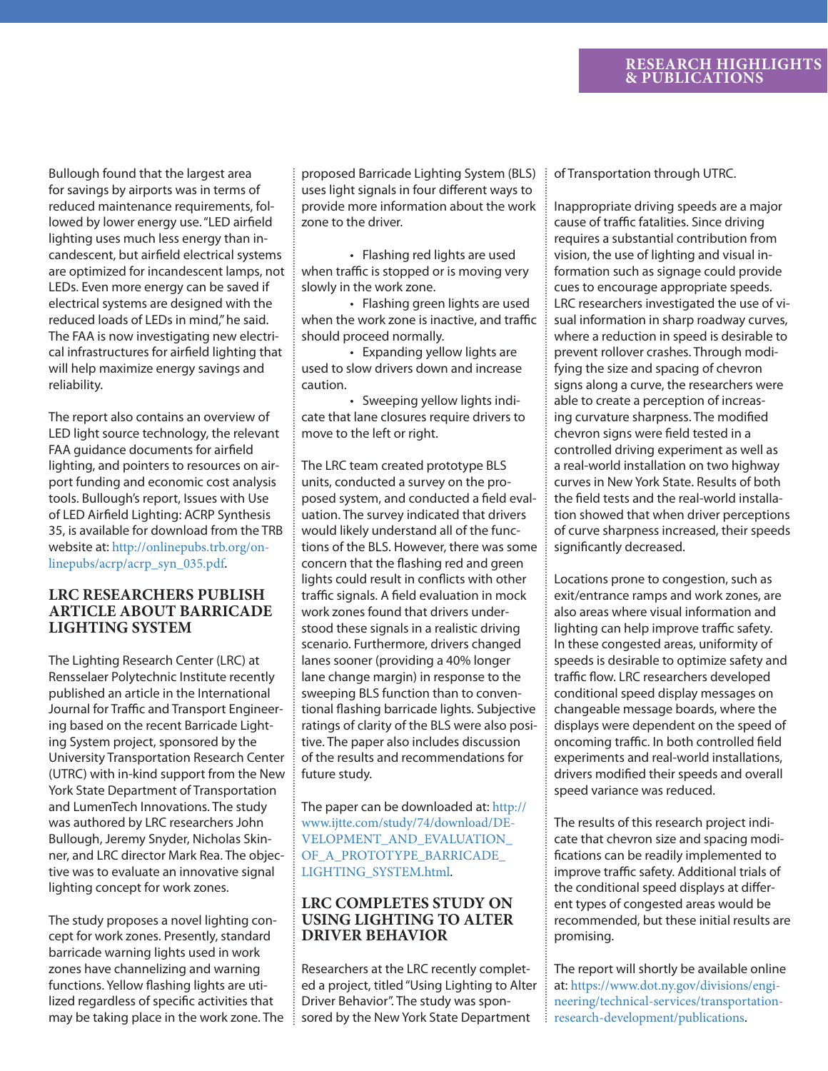Bullough found that the largest area for savings by airports was in terms of reduced maintenance requirements, followed by lower energy use. "LED airfield lighting uses much less energy than incandescent, but airfield electrical systems are optimized for incandescent lamps, not LEDs. Even more energy can be saved if electrical systems are designed with the reduced loads of LEDs in mind," he said. The FAA is now investigating new electrical infrastructures for airfield lighting that will help maximize energy savings and reliability.

The report also contains an overview of LED light source technology, the relevant FAA guidance documents for airfield lighting, and pointers to resources on airport funding and economic cost analysis tools. Bullough's report, Issues with Use of LED Airfield Lighting: ACRP Synthesis 35, is available for download from the TRB website at: http://onlinepubs.trb.org/onlinepubs/acrp/acrp_syn_035.pdf.

## LRC RESEARCHERS PUBLISH ARTICLE ABOUT BARRICADE LIGHTING SYSTEM

The Lighting Research Center (LRC) at Rensselaer Polytechnic Institute recently published an article in the International Journal for Traffic and Transport Engineering based on the recent Barricade Lighting System project, sponsored by the University Transportation Research Center (UTRC) with in-kind support from the New York State Department of Transportation and LumenTech Innovations. The study was authored by LRC researchers John Bullough, Jeremy Snyder, Nicholas Skinner, and LRC director Mark Rea. The objective was to evaluate an innovative signal lighting concept for work zones.

The study proposes a novel lighting concept for work zones. Presently, standard barricade warning lights used in work zones have channelizing and warning functions. Yellow flashing lights are utilized regardless of specific activities that may be taking place in the work zone. The proposed Barricade Lighting System (BLS) uses light signals in four different ways to provide more information about the work zone to the driver.

- Flashing red lights are used when traffic is stopped or is moving very slowly in the work zone.
- Flashing green lights are used when the work zone is inactive, and traffic should proceed normally.
- Expanding yellow lights are used to slow drivers down and increase caution.
- Sweeping yellow lights indicate that lane closures require drivers to move to the left or right.

The LRC team created prototype BLS units, conducted a survey on the proposed system, and conducted a field evaluation. The survey indicated that drivers would likely understand all of the functions of the BLS. However, there was some concern that the flashing red and green lights could result in conflicts with other traffic signals. A field evaluation in mock work zones found that drivers understood these signals in a realistic driving scenario. Furthermore, drivers changed lanes sooner (providing a 40% longer lane change margin) in response to the sweeping BLS function than to conventional flashing barricade lights. Subjective ratings of clarity of the BLS were also positive. The paper also includes discussion of the results and recommendations for future study.

The paper can be downloaded at: http://www.ijtte.com/study/74/download/DEVELOPMENT_AND_EVALUATION_OF_A_PROTOTYPE_BARRICADE_LIGHTING_SYSTEM.html.

## LRC COMPLETES STUDY ON USING LIGHTING TO ALTER DRIVER BEHAVIOR

Researchers at the LRC recently completed a project, titled "Using Lighting to Alter Driver Behavior". The study was sponsored by the New York State Department of Transportation through UTRC.

Inappropriate driving speeds are a major cause of traffic fatalities. Since driving requires a substantial contribution from vision, the use of lighting and visual information such as signage could provide cues to encourage appropriate speeds. LRC researchers investigated the use of visual information in sharp roadway curves, where a reduction in speed is desirable to prevent rollover crashes. Through modifying the size and spacing of chevron signs along a curve, the researchers were able to create a perception of increasing curvature sharpness. The modified chevron signs were field tested in a controlled driving experiment as well as a real-world installation on two highway curves in New York State. Results of both the field tests and the real-world installation showed that when driver perceptions of curve sharpness increased, their speeds significantly decreased.

Locations prone to congestion, such as exit/entrance ramps and work zones, are also areas where visual information and lighting can help improve traffic safety. In these congested areas, uniformity of speeds is desirable to optimize safety and traffic flow. LRC researchers developed conditional speed display messages on changeable message boards, where the displays were dependent on the speed of oncoming traffic. In both controlled field experiments and real-world installations, drivers modified their speeds and overall speed variance was reduced.

The results of this research project indicate that chevron size and spacing modifications can be readily implemented to improve traffic safety. Additional trials of the conditional speed displays at different types of congested areas would be recommended, but these initial results are promising.

The report will shortly be available online at: https://www.dot.ny.gov/divisions/engineering/technical-services/transportation-research-development/publications.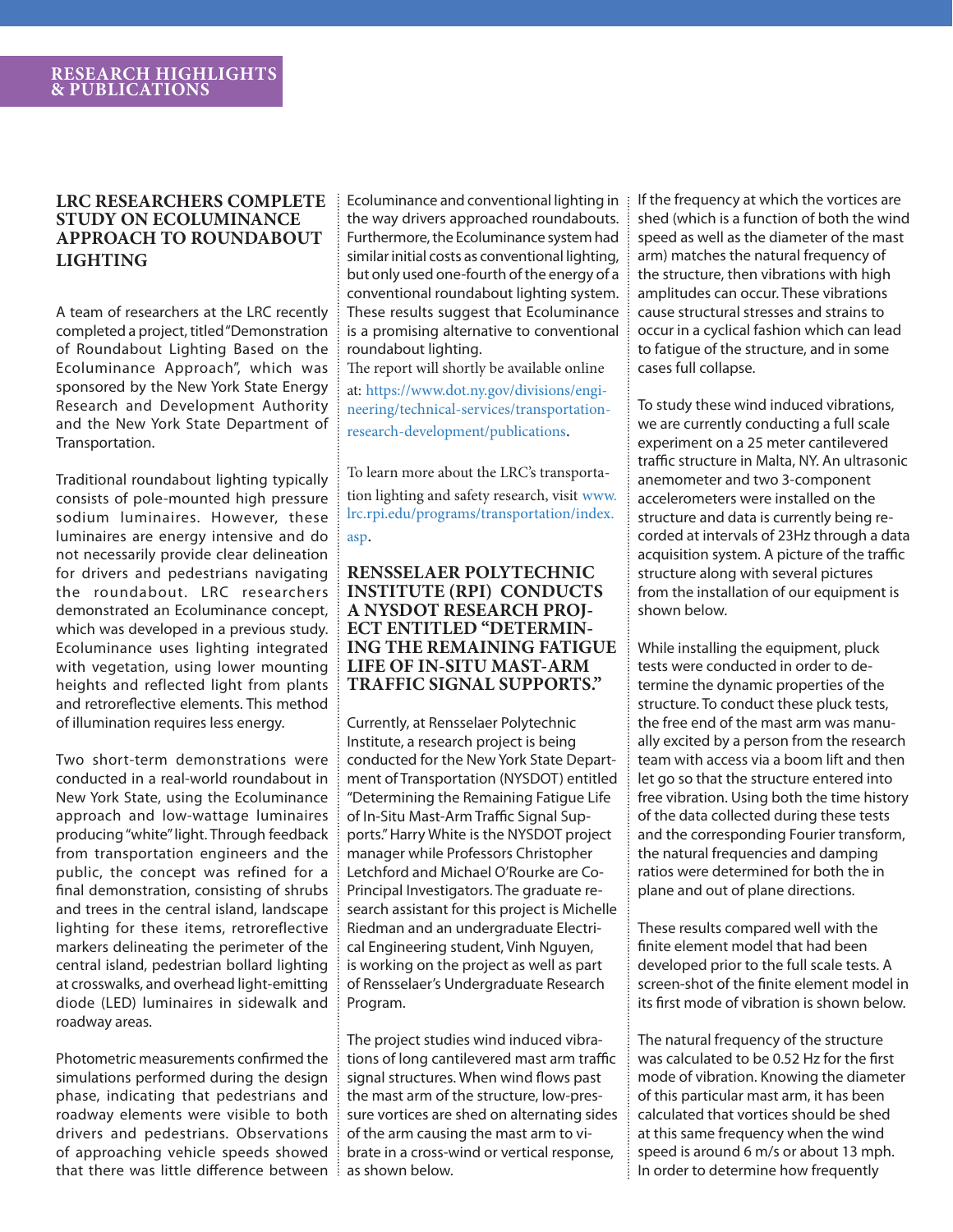## LRC RESEARCHERS COMPLETE STUDY ON ECOLUMINANCE APPROACH TO ROUNDABOUT LIGHTING

A team of researchers at the LRC recently completed a project, titled "Demonstration of Roundabout Lighting Based on the Ecoluminance Approach", which was sponsored by the New York State Energy Research and Development Authority and the New York State Department of Transportation.

Traditional roundabout lighting typically consists of pole-mounted high pressure sodium luminaires. However, these luminaires are energy intensive and do not necessarily provide clear delineation for drivers and pedestrians navigating the roundabout. LRC researchers demonstrated an Ecoluminance concept, which was developed in a previous study. Ecoluminance uses lighting integrated with vegetation, using lower mounting heights and reflected light from plants and retroreflective elements. This method of illumination requires less energy.

Two short-term demonstrations were conducted in a real-world roundabout in New York State, using the Ecoluminance approach and low-wattage luminaires producing "white" light. Through feedback from transportation engineers and the public, the concept was refined for a final demonstration, consisting of shrubs and trees in the central island, landscape lighting for these items, retroreflective markers delineating the perimeter of the central island, pedestrian bollard lighting at crosswalks, and overhead light-emitting diode (LED) luminaires in sidewalk and roadway areas.

Photometric measurements confirmed the simulations performed during the design phase, indicating that pedestrians and roadway elements were visible to both drivers and pedestrians. Observations of approaching vehicle speeds showed that there was little difference between Ecoluminance and conventional lighting in the way drivers approached roundabouts. Furthermore, the Ecoluminance system had similar initial costs as conventional lighting, but only used one-fourth of the energy of a conventional roundabout lighting system. These results suggest that Ecoluminance is a promising alternative to conventional roundabout lighting.

The report will shortly be available online at: https://www.dot.ny.gov/divisions/engineering/technical-services/transportation-research-development/publications.

To learn more about the LRC's transportation lighting and safety research, visit www.lrc.rpi.edu/programs/transportation/index.asp.

## RENSSELAER POLYTECHNIC INSTITUTE (RPI) CONDUCTS A NYSDOT RESEARCH PROJECT ENTITLED "DETERMINING THE REMAINING FATIGUE LIFE OF IN-SITU MAST-ARM TRAFFIC SIGNAL SUPPORTS."

Currently, at Rensselaer Polytechnic Institute, a research project is being conducted for the New York State Department of Transportation (NYSDOT) entitled "Determining the Remaining Fatigue Life of In-Situ Mast-Arm Traffic Signal Supports." Harry White is the NYSDOT project manager while Professors Christopher Letchford and Michael O'Rourke are Co-Principal Investigators. The graduate research assistant for this project is Michelle Riedman and an undergraduate Electrical Engineering student, Vinh Nguyen, is working on the project as well as part of Rensselaer's Undergraduate Research Program.

The project studies wind induced vibrations of long cantilevered mast arm traffic signal structures. When wind flows past the mast arm of the structure, low-pressure vortices are shed on alternating sides of the arm causing the mast arm to vibrate in a cross-wind or vertical response, as shown below.

If the frequency at which the vortices are shed (which is a function of both the wind speed as well as the diameter of the mast arm) matches the natural frequency of the structure, then vibrations with high amplitudes can occur. These vibrations cause structural stresses and strains to occur in a cyclical fashion which can lead to fatigue of the structure, and in some cases full collapse.

To study these wind induced vibrations, we are currently conducting a full scale experiment on a 25 meter cantilevered traffic structure in Malta, NY. An ultrasonic anemometer and two 3-component accelerometers were installed on the structure and data is currently being recorded at intervals of 23Hz through a data acquisition system. A picture of the traffic structure along with several pictures from the installation of our equipment is shown below.

While installing the equipment, pluck tests were conducted in order to determine the dynamic properties of the structure. To conduct these pluck tests, the free end of the mast arm was manually excited by a person from the research team with access via a boom lift and then let go so that the structure entered into free vibration. Using both the time history of the data collected during these tests and the corresponding Fourier transform, the natural frequencies and damping ratios were determined for both the in plane and out of plane directions.

These results compared well with the finite element model that had been developed prior to the full scale tests. A screen-shot of the finite element model in its first mode of vibration is shown below.

The natural frequency of the structure was calculated to be 0.52 Hz for the first mode of vibration. Knowing the diameter of this particular mast arm, it has been calculated that vortices should be shed at this same frequency when the wind speed is around 6 m/s or about 13 mph. In order to determine how frequently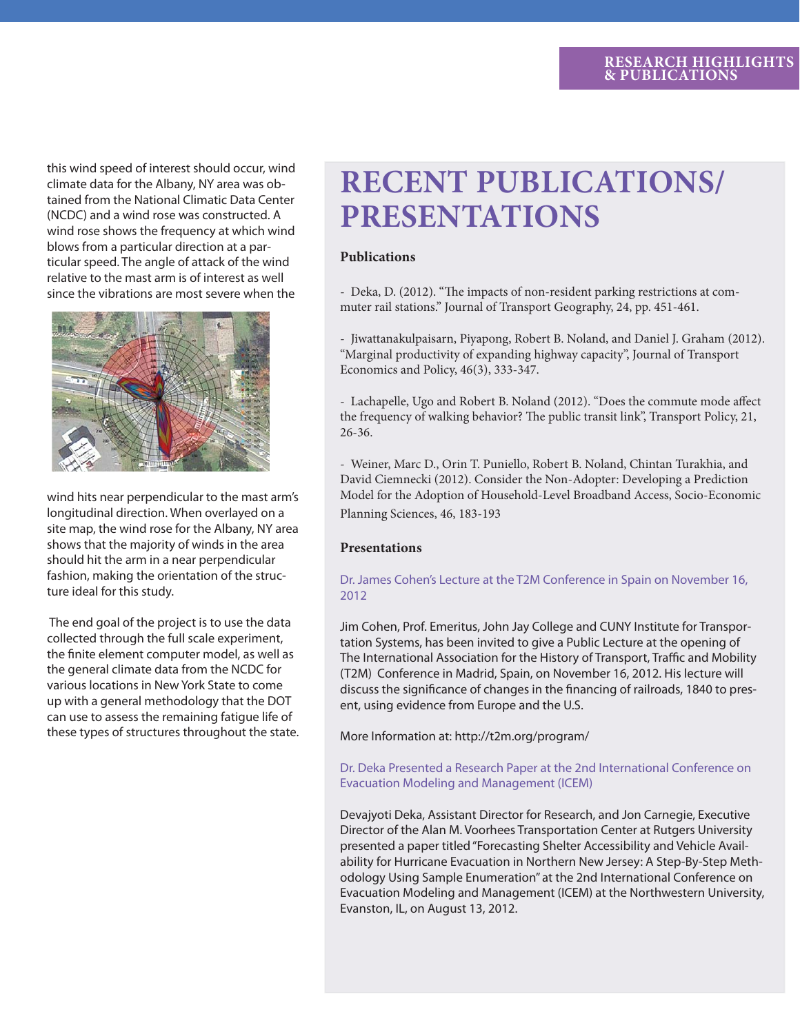this wind speed of interest should occur, wind climate data for the Albany, NY area was obtained from the National Climatic Data Center (NCDC) and a wind rose was constructed. A wind rose shows the frequency at which wind blows from a particular direction at a particular speed. The angle of attack of the wind relative to the mast arm is of interest as well since the vibrations are most severe when the wind hits near perpendicular to the mast arm's longitudinal direction. When overlayed on a site map, the wind rose for the Albany, NY area shows that the majority of winds in the area should hit the arm in a near perpendicular fashion, making the orientation of the structure ideal for this study.

The end goal of the project is to use the data collected through the full scale experiment, the finite element computer model, as well as the general climate data from the NCDC for various locations in New York State to come up with a general methodology that the DOT can use to assess the remaining fatigue life of these types of structures throughout the state.

# RECENT PUBLICATIONS/ PRESENTATIONS

### Publications

- Deka, D. (2012). "The impacts of non-resident parking restrictions at commuter rail stations." Journal of Transport Geography, 24, pp. 451-461.

- Jiwattanakulpaisarn, Piyapong, Robert B. Noland, and Daniel J. Graham (2012). "Marginal productivity of expanding highway capacity", Journal of Transport Economics and Policy, 46(3), 333-347.

- Lachapelle, Ugo and Robert B. Noland (2012). "Does the commute mode affect the frequency of walking behavior? The public transit link", Transport Policy, 21, 26-36.

- Weiner, Marc D., Orin T. Puniello, Robert B. Noland, Chintan Turakhia, and David Ciemnecki (2012). Consider the Non-Adopter: Developing a Prediction Model for the Adoption of Household-Level Broadband Access, Socio-Economic Planning Sciences, 46, 183-193

### Presentations

Dr. James Cohen's Lecture at the T2M Conference in Spain on November 16, 2012

Jim Cohen, Prof. Emeritus, John Jay College and CUNY Institute for Transportation Systems, has been invited to give a Public Lecture at the opening of The International Association for the History of Transport, Traffic and Mobility (T2M) Conference in Madrid, Spain, on November 16, 2012. His lecture will discuss the significance of changes in the financing of railroads, 1840 to present, using evidence from Europe and the U.S.

More Information at: http://t2m.org/program/

Dr. Deka Presented a Research Paper at the 2nd International Conference on Evacuation Modeling and Management (ICEM)

Devajyoti Deka, Assistant Director for Research, and Jon Carnegie, Executive Director of the Alan M. Voorhees Transportation Center at Rutgers University presented a paper titled "Forecasting Shelter Accessibility and Vehicle Availability for Hurricane Evacuation in Northern New Jersey: A Step-By-Step Methodology Using Sample Enumeration" at the 2nd International Conference on Evacuation Modeling and Management (ICEM) at the Northwestern University, Evanston, IL, on August 13, 2012.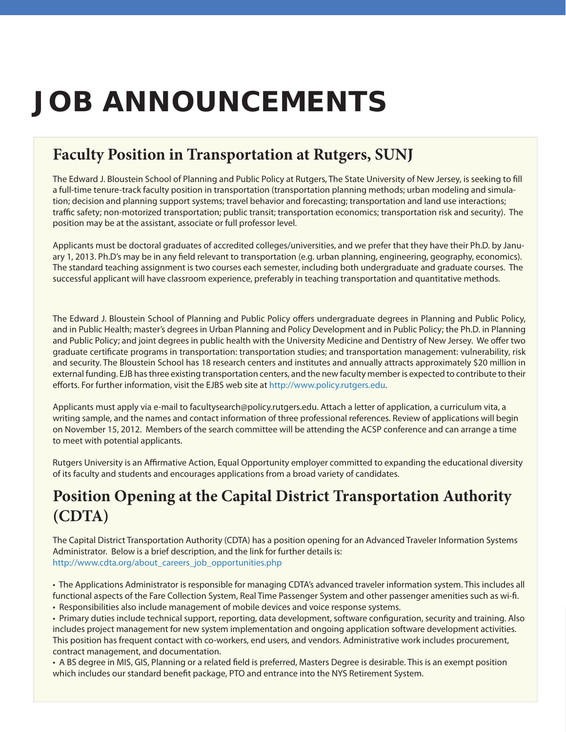# JOB ANNOUNCEMENTS

## Faculty Position in Transportation at Rutgers, SUNJ

The Edward J. Bloustein School of Planning and Public Policy at Rutgers, The State University of New Jersey, is seeking to fill a full-time tenure-track faculty position in transportation (transportation planning methods; urban modeling and simulation; decision and planning support systems; travel behavior and forecasting; transportation and land use interactions; traffic safety; non-motorized transportation; public transit; transportation economics; transportation risk and security). The position may be at the assistant, associate or full professor level.

Applicants must be doctoral graduates of accredited colleges/universities, and we prefer that they have their Ph.D. by January 1, 2013. Ph.D's may be in any field relevant to transportation (e.g. urban planning, engineering, geography, economics). The standard teaching assignment is two courses each semester, including both undergraduate and graduate courses. The successful applicant will have classroom experience, preferably in teaching transportation and quantitative methods.

The Edward J. Bloustein School of Planning and Public Policy offers undergraduate degrees in Planning and Public Policy, and in Public Health; master's degrees in Urban Planning and Policy Development and in Public Policy; the Ph.D. in Planning and Public Policy; and joint degrees in public health with the University Medicine and Dentistry of New Jersey. We offer two graduate certificate programs in transportation: transportation studies; and transportation management: vulnerability, risk and security. The Bloustein School has 18 research centers and institutes and annually attracts approximately $20 million in external funding. EJB has three existing transportation centers, and the new faculty member is expected to contribute to their efforts. For further information, visit the EJBS web site at http://www.policy.rutgers.edu.

Applicants must apply via e-mail to facultysearch@policy.rutgers.edu. Attach a letter of application, a curriculum vita, a writing sample, and the names and contact information of three professional references. Review of applications will begin on November 15, 2012. Members of the search committee will be attending the ACSP conference and can arrange a time to meet with potential applicants.

Rutgers University is an Affirmative Action, Equal Opportunity employer committed to expanding the educational diversity of its faculty and students and encourages applications from a broad variety of candidates.

## Position Opening at the Capital District Transportation Authority (CDTA)

The Capital District Transportation Authority (CDTA) has a position opening for an Advanced Traveler Information Systems Administrator. Below is a brief description, and the link for further details is:
http://www.cdta.org/about_careers_job_opportunities.php

- The Applications Administrator is responsible for managing CDTA's advanced traveler information system. This includes all functional aspects of the Fare Collection System, Real Time Passenger System and other passenger amenities such as wi-fi.
- Responsibilities also include management of mobile devices and voice response systems.
- Primary duties include technical support, reporting, data development, software configuration, security and training. Also includes project management for new system implementation and ongoing application software development activities. This position has frequent contact with co-workers, end users, and vendors. Administrative work includes procurement, contract management, and documentation.
- A BS degree in MIS, GIS, Planning or a related field is preferred, Masters Degree is desirable. This is an exempt position which includes our standard benefit package, PTO and entrance into the NYS Retirement System.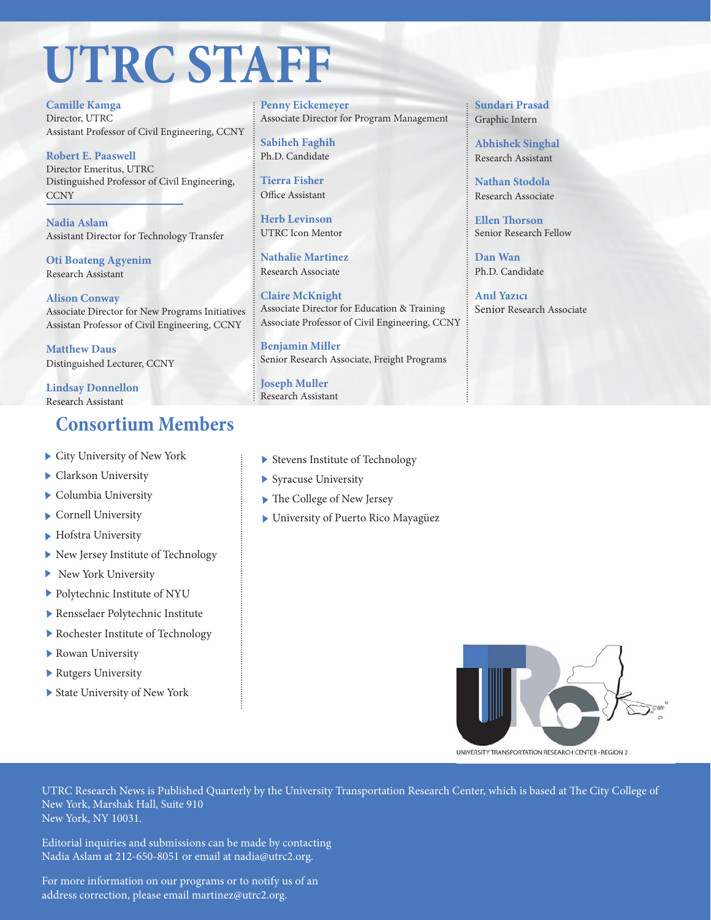# UTRC STAFF

**Camille Kamga**
Director, UTRC
Assistant Professor of Civil Engineering, CCNY

**Robert E. Paaswell**
Director Emeritus, UTRC
Distinguished Professor of Civil Engineering, CCNY

**Nadia Aslam**
Assistant Director for Technology Transfer

**Oti Boateng Agyenim**
Research Assistant

**Alison Conway**
Associate Director for New Programs Initiatives
Assistan Professor of Civil Engineering, CCNY

**Matthew Daus**
Distinguished Lecturer, CCNY

**Lindsay Donnellon**
Research Assistant

**Penny Eickemeyer**
Associate Director for Program Management

**Sabiheh Faghih**
Ph.D. Candidate

**Tierra Fisher**
Office Assistant

**Herb Levinson**
UTRC Icon Mentor

**Nathalie Martinez**
Research Associate

**Claire McKnight**
Associate Director for Education & Training
Associate Professor of Civil Engineering, CCNY

**Benjamin Miller**
Senior Research Associate, Freight Programs

**Joseph Muller**
Research Assistant

**Sundari Prasad**
Graphic Intern

**Abhishek Singhal**
Research Assistant

**Nathan Stodola**
Research Associate

**Ellen Thorson**
Senior Research Fellow

**Dan Wan**
Ph.D. Candidate

**Anıl Yazıcı**
Senior Research Associate

## Consortium Members

- City University of New York
- Clarkson University
- Columbia University
- Cornell University
- Hofstra University
- New Jersey Institute of Technology
- New York University
- Polytechnic Institute of NYU
- Rensselaer Polytechnic Institute
- Rochester Institute of Technology
- Rowan University
- Rutgers University
- State University of New York
- Stevens Institute of Technology
- Syracuse University
- The College of New Jersey
- University of Puerto Rico Mayagüez

UNIVERSITY TRANSPORTATION RESEARCH CENTER - REGION 2

UTRC Research News is Published Quarterly by the University Transportation Research Center, which is based at The City College of New York, Marshak Hall, Suite 910
New York, NY 10031.

Editorial inquiries and submissions can be made by contacting
Nadia Aslam at 212-650-8051 or email at nadia@utrc2.org.

For more information on our programs or to notify us of an address correction, please email martinez@utrc2.org.